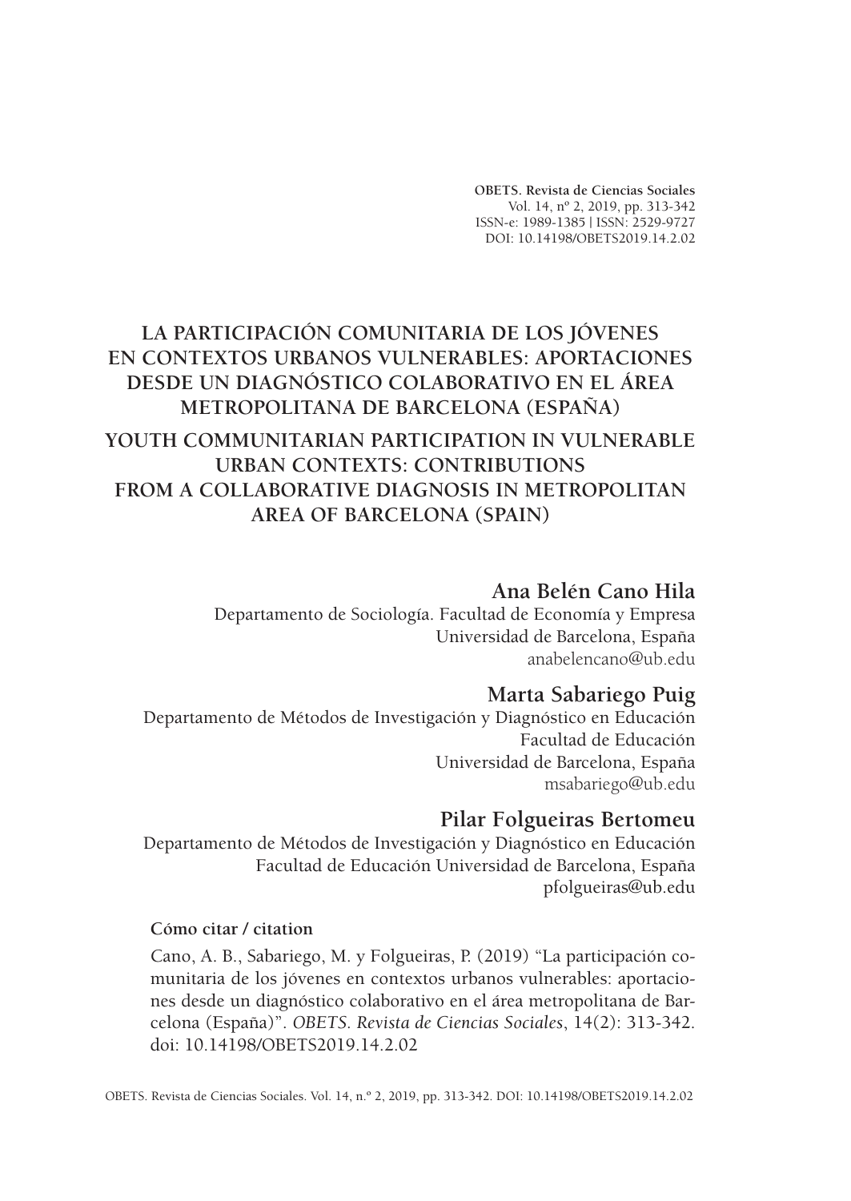**OBETS. Revista de Ciencias Sociales**
Vol. 14, nº 2, 2019, pp. 313-342
ISSN-e: 1989-1385 | ISSN: 2529-9727
DOI: 10.14198/OBETS2019.14.2.02

# LA PARTICIPACIÓN COMUNITARIA DE LOS JÓVENES EN CONTEXTOS URBANOS VULNERABLES: APORTACIONES DESDE UN DIAGNÓSTICO COLABORATIVO EN EL ÁREA METROPOLITANA DE BARCELONA (ESPAÑA)

# YOUTH COMMUNITARIAN PARTICIPATION IN VULNERABLE URBAN CONTEXTS: CONTRIBUTIONS FROM A COLLABORATIVE DIAGNOSIS IN METROPOLITAN AREA OF BARCELONA (SPAIN)

**Ana Belén Cano Hila**
Departamento de Sociología. Facultad de Economía y Empresa
Universidad de Barcelona, España
anabelencano@ub.edu

**Marta Sabariego Puig**
Departamento de Métodos de Investigación y Diagnóstico en Educación
Facultad de Educación
Universidad de Barcelona, España
msabariego@ub.edu

**Pilar Folgueiras Bertomeu**
Departamento de Métodos de Investigación y Diagnóstico en Educación
Facultad de Educación Universidad de Barcelona, España
pfolgueiras@ub.edu

**Cómo citar / citation**

Cano, A. B., Sabariego, M. y Folgueiras, P. (2019) "La participación comunitaria de los jóvenes en contextos urbanos vulnerables: aportaciones desde un diagnóstico colaborativo en el área metropolitana de Barcelona (España)". *OBETS. Revista de Ciencias Sociales*, 14(2): 313-342. doi: 10.14198/OBETS2019.14.2.02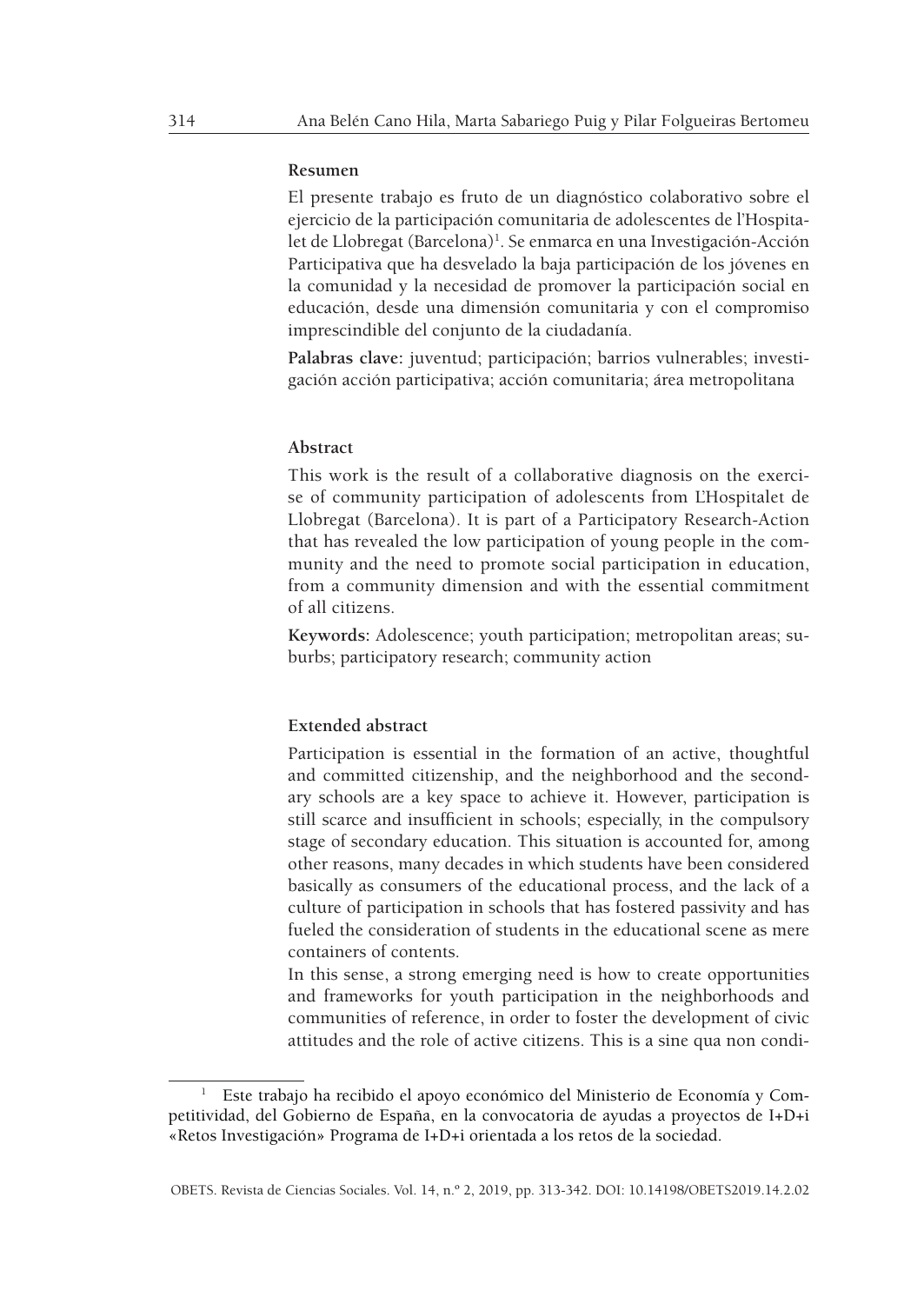#### Resumen

El presente trabajo es fruto de un diagnóstico colaborativo sobre el ejercicio de la participación comunitaria de adolescentes de l'Hospitalet de Llobregat (Barcelona)[1]. Se enmarca en una Investigación-Acción Participativa que ha desvelado la baja participación de los jóvenes en la comunidad y la necesidad de promover la participación social en educación, desde una dimensión comunitaria y con el compromiso imprescindible del conjunto de la ciudadanía.

**Palabras clave:** juventud; participación; barrios vulnerables; investigación acción participativa; acción comunitaria; área metropolitana

#### Abstract

This work is the result of a collaborative diagnosis on the exercise of community participation of adolescents from L'Hospitalet de Llobregat (Barcelona). It is part of a Participatory Research-Action that has revealed the low participation of young people in the community and the need to promote social participation in education, from a community dimension and with the essential commitment of all citizens.

**Keywords:** Adolescence; youth participation; metropolitan areas; suburbs; participatory research; community action

#### Extended abstract

Participation is essential in the formation of an active, thoughtful and committed citizenship, and the neighborhood and the secondary schools are a key space to achieve it. However, participation is still scarce and insufficient in schools; especially, in the compulsory stage of secondary education. This situation is accounted for, among other reasons, many decades in which students have been considered basically as consumers of the educational process, and the lack of a culture of participation in schools that has fostered passivity and has fueled the consideration of students in the educational scene as mere containers of contents.

In this sense, a strong emerging need is how to create opportunities and frameworks for youth participation in the neighborhoods and communities of reference, in order to foster the development of civic attitudes and the role of active citizens. This is a sine qua non condi-

[1] Este trabajo ha recibido el apoyo económico del Ministerio de Economía y Competitividad, del Gobierno de España, en la convocatoria de ayudas a proyectos de I+D+i «Retos Investigación» Programa de I+D+i orientada a los retos de la sociedad.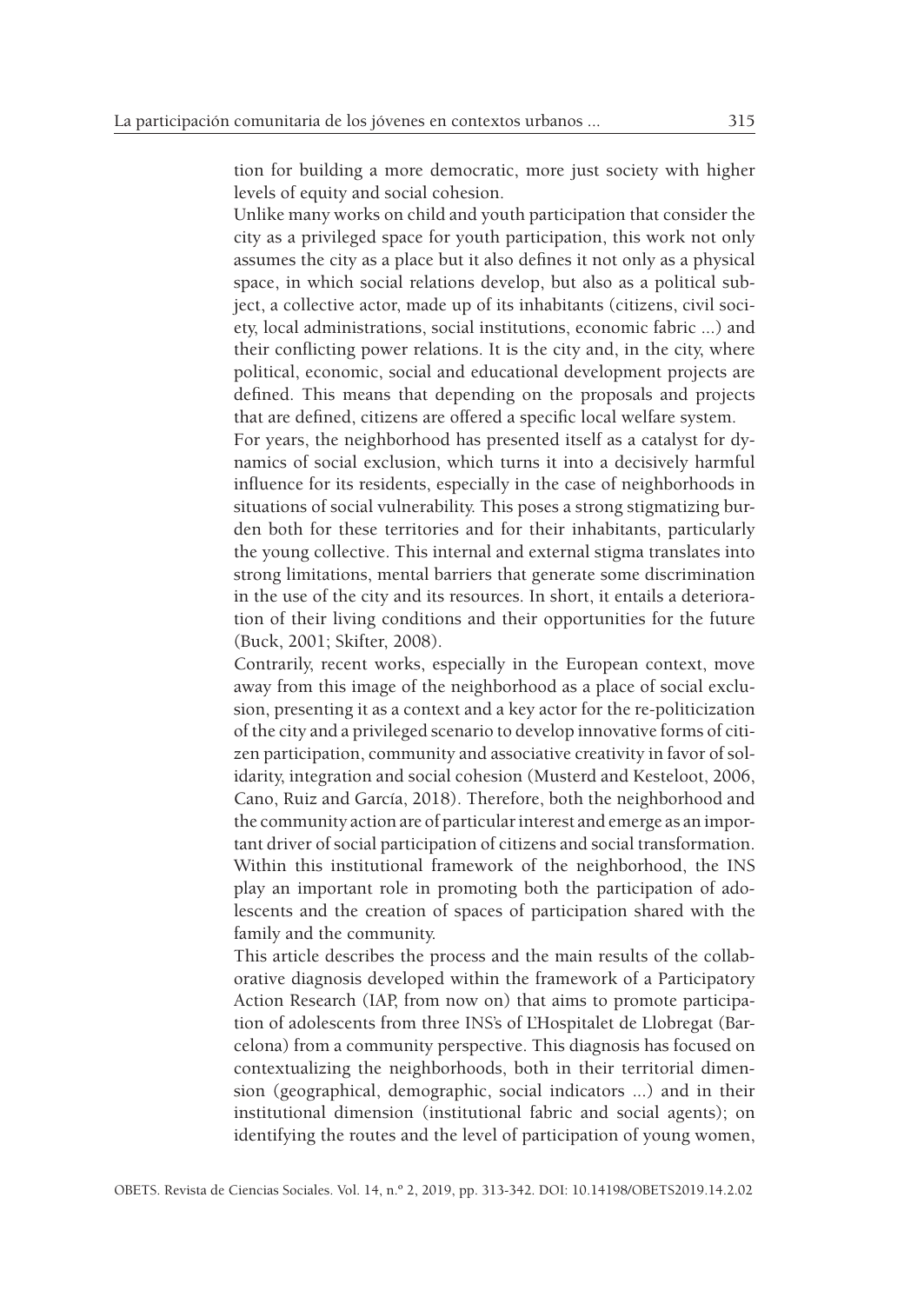tion for building a more democratic, more just society with higher levels of equity and social cohesion.

Unlike many works on child and youth participation that consider the city as a privileged space for youth participation, this work not only assumes the city as a place but it also defines it not only as a physical space, in which social relations develop, but also as a political subject, a collective actor, made up of its inhabitants (citizens, civil society, local administrations, social institutions, economic fabric ...) and their conflicting power relations. It is the city and, in the city, where political, economic, social and educational development projects are defined. This means that depending on the proposals and projects that are defined, citizens are offered a specific local welfare system.

For years, the neighborhood has presented itself as a catalyst for dynamics of social exclusion, which turns it into a decisively harmful influence for its residents, especially in the case of neighborhoods in situations of social vulnerability. This poses a strong stigmatizing burden both for these territories and for their inhabitants, particularly the young collective. This internal and external stigma translates into strong limitations, mental barriers that generate some discrimination in the use of the city and its resources. In short, it entails a deterioration of their living conditions and their opportunities for the future (Buck, 2001; Skifter, 2008).

Contrarily, recent works, especially in the European context, move away from this image of the neighborhood as a place of social exclusion, presenting it as a context and a key actor for the re-politicization of the city and a privileged scenario to develop innovative forms of citizen participation, community and associative creativity in favor of solidarity, integration and social cohesion (Musterd and Kesteloot, 2006, Cano, Ruiz and García, 2018). Therefore, both the neighborhood and the community action are of particular interest and emerge as an important driver of social participation of citizens and social transformation. Within this institutional framework of the neighborhood, the INS play an important role in promoting both the participation of adolescents and the creation of spaces of participation shared with the family and the community.

This article describes the process and the main results of the collaborative diagnosis developed within the framework of a Participatory Action Research (IAP, from now on) that aims to promote participation of adolescents from three INS's of L'Hospitalet de Llobregat (Barcelona) from a community perspective. This diagnosis has focused on contextualizing the neighborhoods, both in their territorial dimension (geographical, demographic, social indicators ...) and in their institutional dimension (institutional fabric and social agents); on identifying the routes and the level of participation of young women,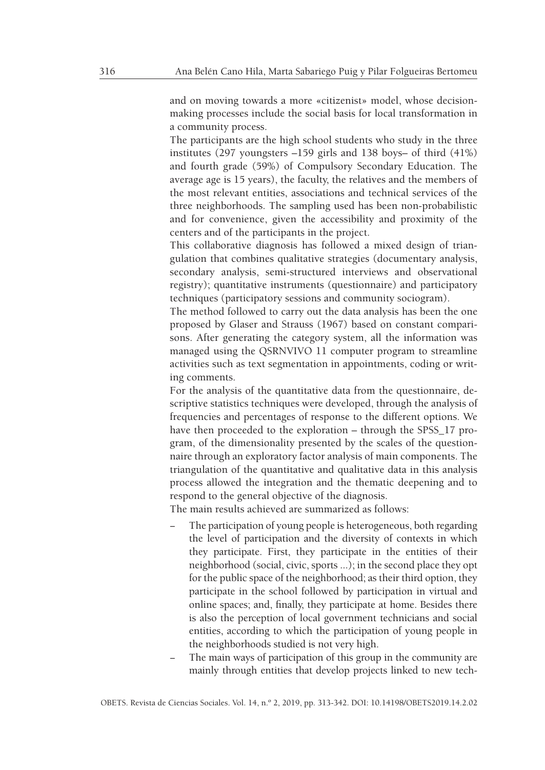and on moving towards a more «citizenist» model, whose decision-making processes include the social basis for local transformation in a community process.

The participants are the high school students who study in the three institutes (297 youngsters –159 girls and 138 boys– of third (41%) and fourth grade (59%) of Compulsory Secondary Education. The average age is 15 years), the faculty, the relatives and the members of the most relevant entities, associations and technical services of the three neighborhoods. The sampling used has been non-probabilistic and for convenience, given the accessibility and proximity of the centers and of the participants in the project.

This collaborative diagnosis has followed a mixed design of triangulation that combines qualitative strategies (documentary analysis, secondary analysis, semi-structured interviews and observational registry); quantitative instruments (questionnaire) and participatory techniques (participatory sessions and community sociogram).

The method followed to carry out the data analysis has been the one proposed by Glaser and Strauss (1967) based on constant comparisons. After generating the category system, all the information was managed using the QSRNVIVO 11 computer program to streamline activities such as text segmentation in appointments, coding or writing comments.

For the analysis of the quantitative data from the questionnaire, descriptive statistics techniques were developed, through the analysis of frequencies and percentages of response to the different options. We have then proceeded to the exploration – through the SPSS_17 program, of the dimensionality presented by the scales of the questionnaire through an exploratory factor analysis of main components. The triangulation of the quantitative and qualitative data in this analysis process allowed the integration and the thematic deepening and to respond to the general objective of the diagnosis.

The main results achieved are summarized as follows:

- The participation of young people is heterogeneous, both regarding the level of participation and the diversity of contexts in which they participate. First, they participate in the entities of their neighborhood (social, civic, sports ...); in the second place they opt for the public space of the neighborhood; as their third option, they participate in the school followed by participation in virtual and online spaces; and, finally, they participate at home. Besides there is also the perception of local government technicians and social entities, according to which the participation of young people in the neighborhoods studied is not very high.
- The main ways of participation of this group in the community are mainly through entities that develop projects linked to new tech-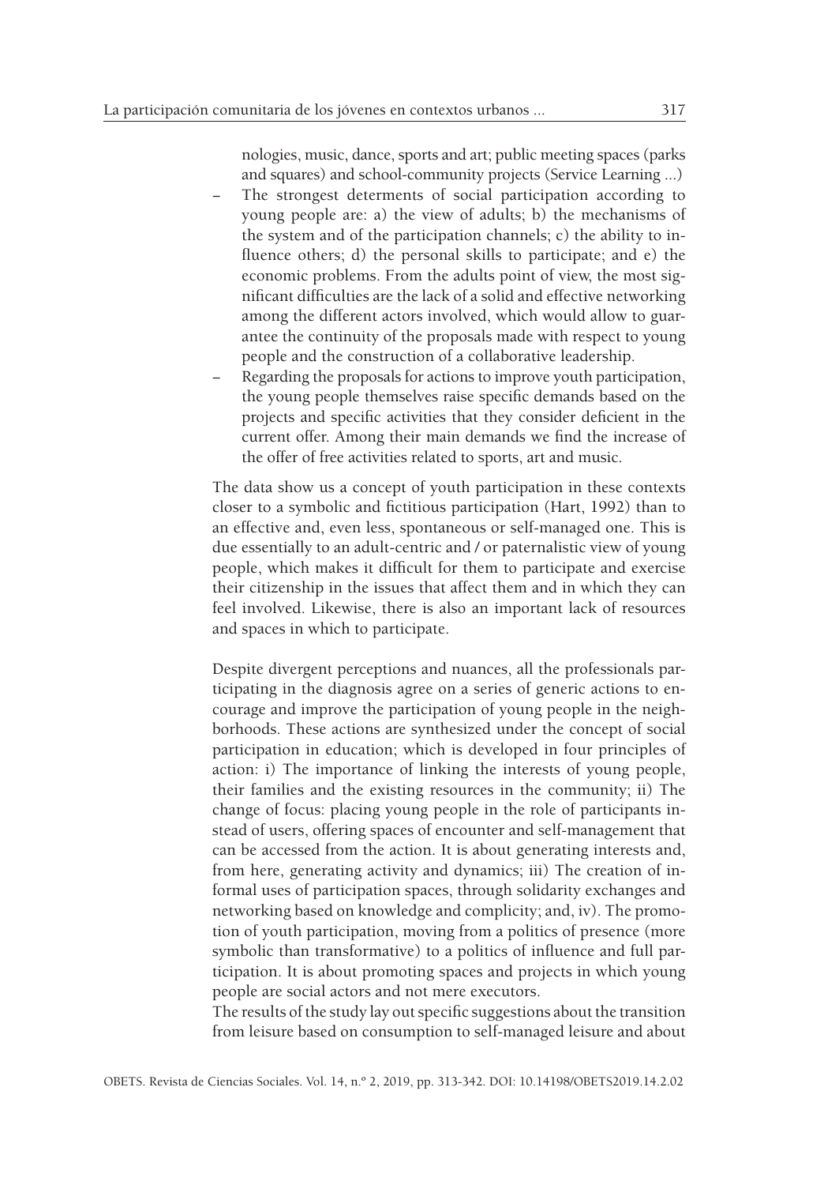nologies, music, dance, sports and art; public meeting spaces (parks and squares) and school-community projects (Service Learning ...)

- The strongest determents of social participation according to young people are: a) the view of adults; b) the mechanisms of the system and of the participation channels; c) the ability to influence others; d) the personal skills to participate; and e) the economic problems. From the adults point of view, the most significant difficulties are the lack of a solid and effective networking among the different actors involved, which would allow to guarantee the continuity of the proposals made with respect to young people and the construction of a collaborative leadership.
- Regarding the proposals for actions to improve youth participation, the young people themselves raise specific demands based on the projects and specific activities that they consider deficient in the current offer. Among their main demands we find the increase of the offer of free activities related to sports, art and music.

The data show us a concept of youth participation in these contexts closer to a symbolic and fictitious participation (Hart, 1992) than to an effective and, even less, spontaneous or self-managed one. This is due essentially to an adult-centric and / or paternalistic view of young people, which makes it difficult for them to participate and exercise their citizenship in the issues that affect them and in which they can feel involved. Likewise, there is also an important lack of resources and spaces in which to participate.

Despite divergent perceptions and nuances, all the professionals participating in the diagnosis agree on a series of generic actions to encourage and improve the participation of young people in the neighborhoods. These actions are synthesized under the concept of social participation in education; which is developed in four principles of action: i) The importance of linking the interests of young people, their families and the existing resources in the community; ii) The change of focus: placing young people in the role of participants instead of users, offering spaces of encounter and self-management that can be accessed from the action. It is about generating interests and, from here, generating activity and dynamics; iii) The creation of informal uses of participation spaces, through solidarity exchanges and networking based on knowledge and complicity; and, iv). The promotion of youth participation, moving from a politics of presence (more symbolic than transformative) to a politics of influence and full participation. It is about promoting spaces and projects in which young people are social actors and not mere executors.

The results of the study lay out specific suggestions about the transition from leisure based on consumption to self-managed leisure and about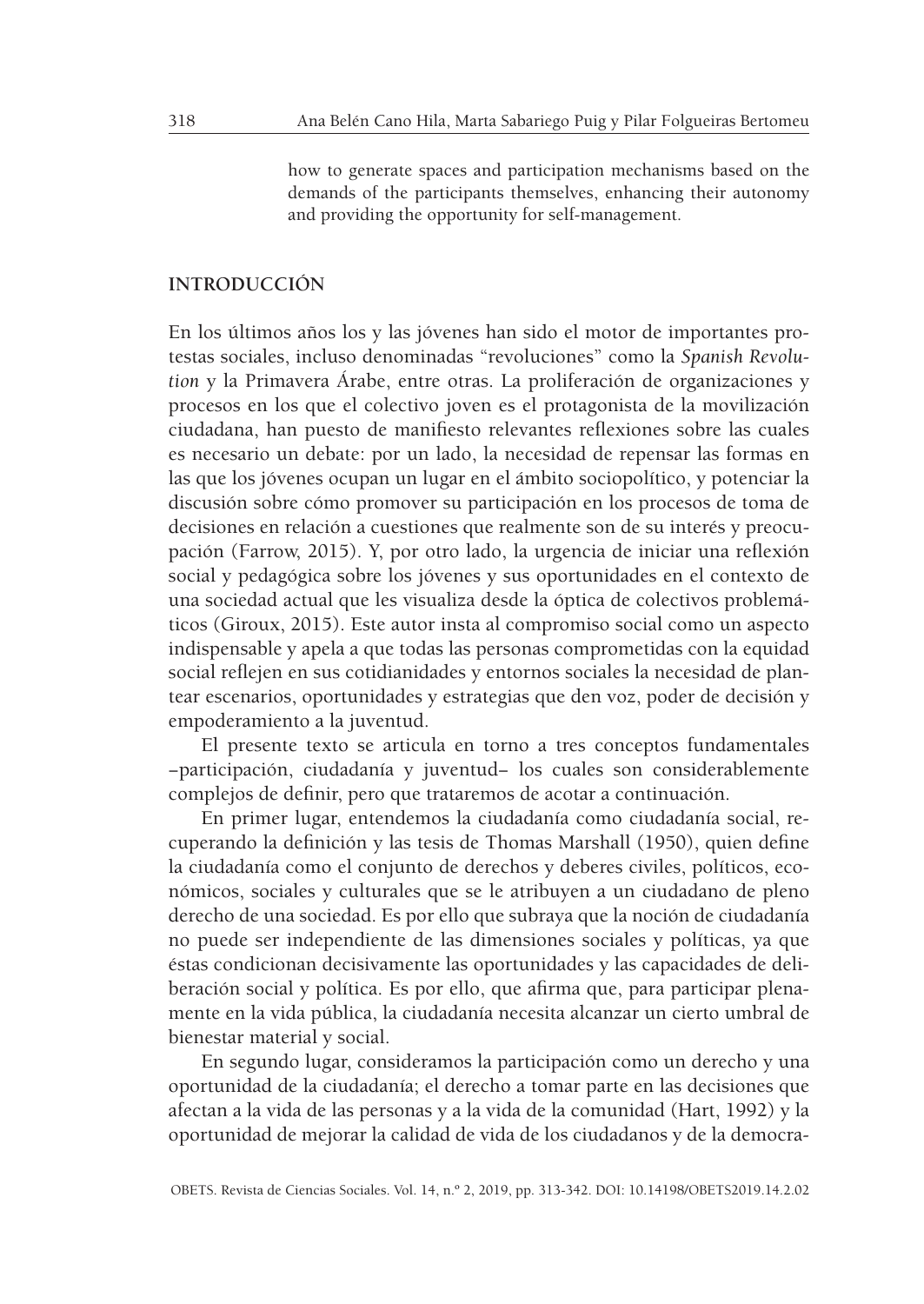how to generate spaces and participation mechanisms based on the demands of the participants themselves, enhancing their autonomy and providing the opportunity for self-management.

## INTRODUCCIÓN

En los últimos años los y las jóvenes han sido el motor de importantes protestas sociales, incluso denominadas "revoluciones" como la *Spanish Revolution* y la Primavera Árabe, entre otras. La proliferación de organizaciones y procesos en los que el colectivo joven es el protagonista de la movilización ciudadana, han puesto de manifiesto relevantes reflexiones sobre las cuales es necesario un debate: por un lado, la necesidad de repensar las formas en las que los jóvenes ocupan un lugar en el ámbito sociopolítico, y potenciar la discusión sobre cómo promover su participación en los procesos de toma de decisiones en relación a cuestiones que realmente son de su interés y preocupación (Farrow, 2015). Y, por otro lado, la urgencia de iniciar una reflexión social y pedagógica sobre los jóvenes y sus oportunidades en el contexto de una sociedad actual que les visualiza desde la óptica de colectivos problemáticos (Giroux, 2015). Este autor insta al compromiso social como un aspecto indispensable y apela a que todas las personas comprometidas con la equidad social reflejen en sus cotidianidades y entornos sociales la necesidad de plantear escenarios, oportunidades y estrategias que den voz, poder de decisión y empoderamiento a la juventud.

El presente texto se articula en torno a tres conceptos fundamentales –participación, ciudadanía y juventud– los cuales son considerablemente complejos de definir, pero que trataremos de acotar a continuación.

En primer lugar, entendemos la ciudadanía como ciudadanía social, recuperando la definición y las tesis de Thomas Marshall (1950), quien define la ciudadanía como el conjunto de derechos y deberes civiles, políticos, económicos, sociales y culturales que se le atribuyen a un ciudadano de pleno derecho de una sociedad. Es por ello que subraya que la noción de ciudadanía no puede ser independiente de las dimensiones sociales y políticas, ya que éstas condicionan decisivamente las oportunidades y las capacidades de deliberación social y política. Es por ello, que afirma que, para participar plenamente en la vida pública, la ciudadanía necesita alcanzar un cierto umbral de bienestar material y social.

En segundo lugar, consideramos la participación como un derecho y una oportunidad de la ciudadanía; el derecho a tomar parte en las decisiones que afectan a la vida de las personas y a la vida de la comunidad (Hart, 1992) y la oportunidad de mejorar la calidad de vida de los ciudadanos y de la democra-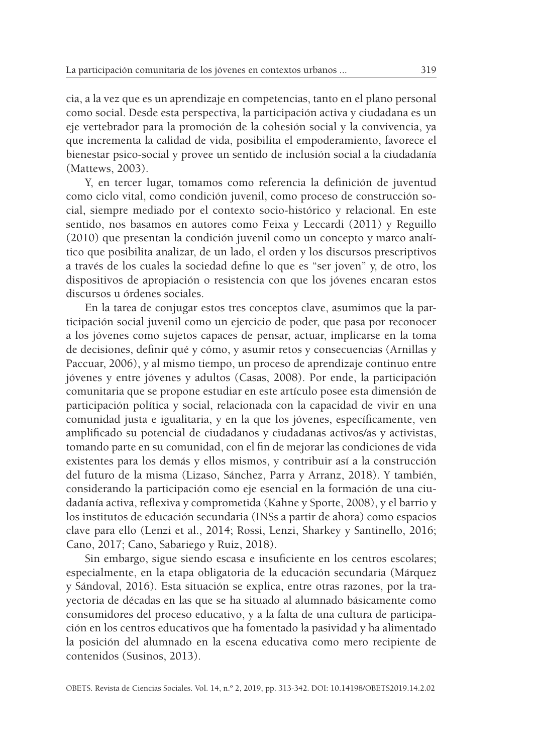cia, a la vez que es un aprendizaje en competencias, tanto en el plano personal como social. Desde esta perspectiva, la participación activa y ciudadana es un eje vertebrador para la promoción de la cohesión social y la convivencia, ya que incrementa la calidad de vida, posibilita el empoderamiento, favorece el bienestar psico-social y provee un sentido de inclusión social a la ciudadanía (Mattews, 2003).

Y, en tercer lugar, tomamos como referencia la definición de juventud como ciclo vital, como condición juvenil, como proceso de construcción social, siempre mediado por el contexto socio-histórico y relacional. En este sentido, nos basamos en autores como Feixa y Leccardi (2011) y Reguillo (2010) que presentan la condición juvenil como un concepto y marco analítico que posibilita analizar, de un lado, el orden y los discursos prescriptivos a través de los cuales la sociedad define lo que es "ser joven" y, de otro, los dispositivos de apropiación o resistencia con que los jóvenes encaran estos discursos u órdenes sociales.

En la tarea de conjugar estos tres conceptos clave, asumimos que la participación social juvenil como un ejercicio de poder, que pasa por reconocer a los jóvenes como sujetos capaces de pensar, actuar, implicarse en la toma de decisiones, definir qué y cómo, y asumir retos y consecuencias (Arnillas y Paccuar, 2006), y al mismo tiempo, un proceso de aprendizaje continuo entre jóvenes y entre jóvenes y adultos (Casas, 2008). Por ende, la participación comunitaria que se propone estudiar en este artículo posee esta dimensión de participación política y social, relacionada con la capacidad de vivir en una comunidad justa e igualitaria, y en la que los jóvenes, específicamente, ven amplificado su potencial de ciudadanos y ciudadanas activos/as y activistas, tomando parte en su comunidad, con el fin de mejorar las condiciones de vida existentes para los demás y ellos mismos, y contribuir así a la construcción del futuro de la misma (Lizaso, Sánchez, Parra y Arranz, 2018). Y también, considerando la participación como eje esencial en la formación de una ciudadanía activa, reflexiva y comprometida (Kahne y Sporte, 2008), y el barrio y los institutos de educación secundaria (INSs a partir de ahora) como espacios clave para ello (Lenzi et al., 2014; Rossi, Lenzi, Sharkey y Santinello, 2016; Cano, 2017; Cano, Sabariego y Ruiz, 2018).

Sin embargo, sigue siendo escasa e insuficiente en los centros escolares; especialmente, en la etapa obligatoria de la educación secundaria (Márquez y Sándoval, 2016). Esta situación se explica, entre otras razones, por la trayectoria de décadas en las que se ha situado al alumnado básicamente como consumidores del proceso educativo, y a la falta de una cultura de participación en los centros educativos que ha fomentado la pasividad y ha alimentado la posición del alumnado en la escena educativa como mero recipiente de contenidos (Susinos, 2013).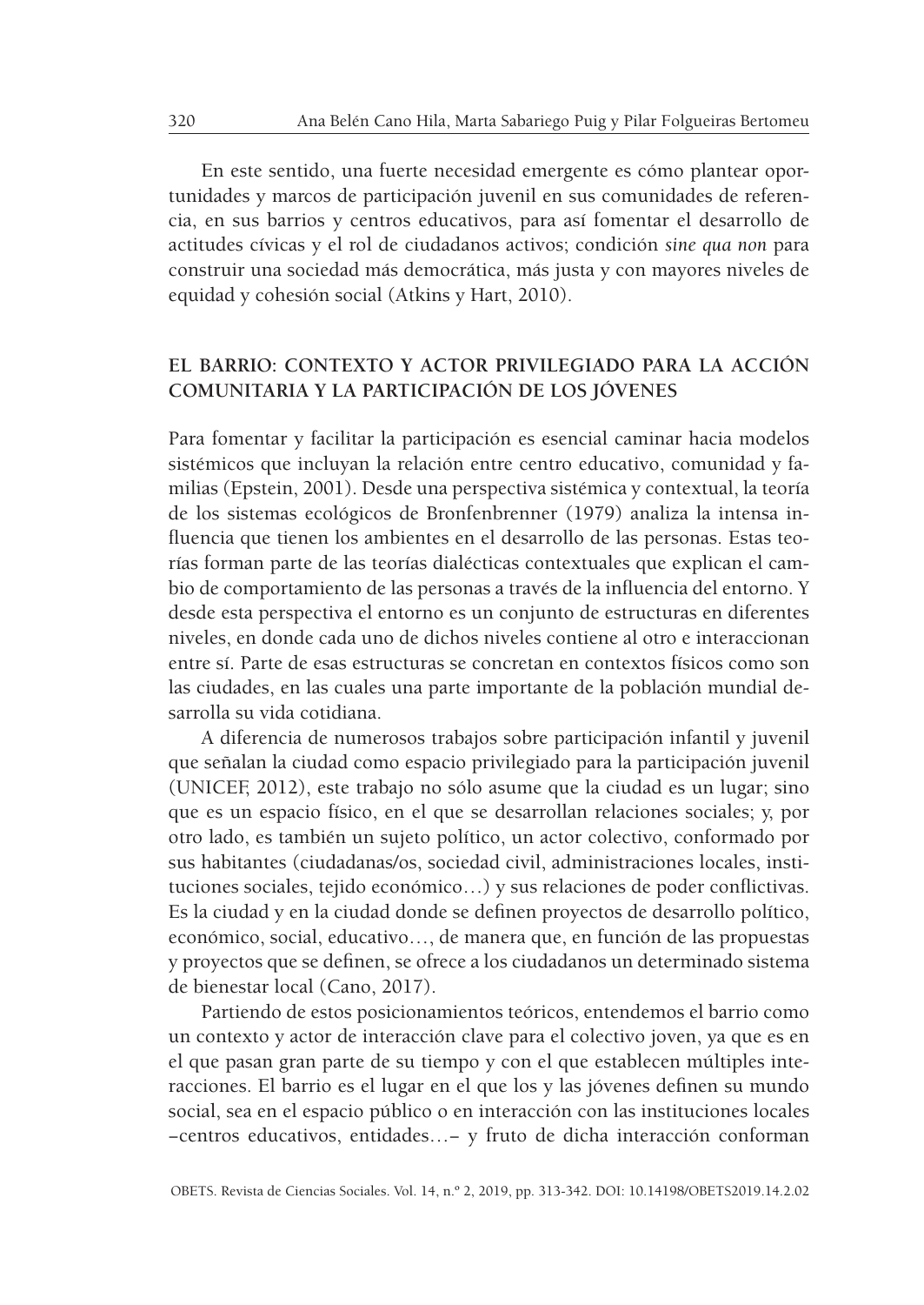En este sentido, una fuerte necesidad emergente es cómo plantear oportunidades y marcos de participación juvenil en sus comunidades de referencia, en sus barrios y centros educativos, para así fomentar el desarrollo de actitudes cívicas y el rol de ciudadanos activos; condición *sine qua non* para construir una sociedad más democrática, más justa y con mayores niveles de equidad y cohesión social (Atkins y Hart, 2010).

## EL BARRIO: CONTEXTO Y ACTOR PRIVILEGIADO PARA LA ACCIÓN COMUNITARIA Y LA PARTICIPACIÓN DE LOS JÓVENES

Para fomentar y facilitar la participación es esencial caminar hacia modelos sistémicos que incluyan la relación entre centro educativo, comunidad y familias (Epstein, 2001). Desde una perspectiva sistémica y contextual, la teoría de los sistemas ecológicos de Bronfenbrenner (1979) analiza la intensa influencia que tienen los ambientes en el desarrollo de las personas. Estas teorías forman parte de las teorías dialécticas contextuales que explican el cambio de comportamiento de las personas a través de la influencia del entorno. Y desde esta perspectiva el entorno es un conjunto de estructuras en diferentes niveles, en donde cada uno de dichos niveles contiene al otro e interaccionan entre sí. Parte de esas estructuras se concretan en contextos físicos como son las ciudades, en las cuales una parte importante de la población mundial desarrolla su vida cotidiana.

A diferencia de numerosos trabajos sobre participación infantil y juvenil que señalan la ciudad como espacio privilegiado para la participación juvenil (UNICEF, 2012), este trabajo no sólo asume que la ciudad es un lugar; sino que es un espacio físico, en el que se desarrollan relaciones sociales; y, por otro lado, es también un sujeto político, un actor colectivo, conformado por sus habitantes (ciudadanas/os, sociedad civil, administraciones locales, instituciones sociales, tejido económico…) y sus relaciones de poder conflictivas. Es la ciudad y en la ciudad donde se definen proyectos de desarrollo político, económico, social, educativo…, de manera que, en función de las propuestas y proyectos que se definen, se ofrece a los ciudadanos un determinado sistema de bienestar local (Cano, 2017).

Partiendo de estos posicionamientos teóricos, entendemos el barrio como un contexto y actor de interacción clave para el colectivo joven, ya que es en el que pasan gran parte de su tiempo y con el que establecen múltiples interacciones. El barrio es el lugar en el que los y las jóvenes definen su mundo social, sea en el espacio público o en interacción con las instituciones locales –centros educativos, entidades…– y fruto de dicha interacción conforman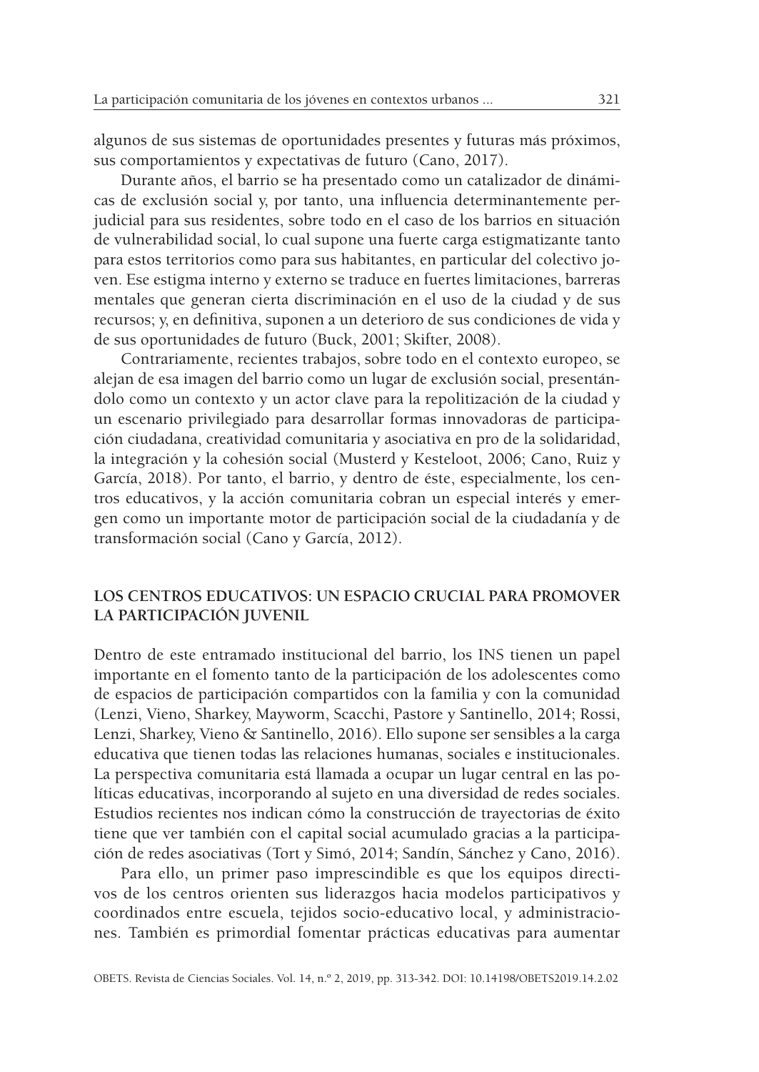algunos de sus sistemas de oportunidades presentes y futuras más próximos, sus comportamientos y expectativas de futuro (Cano, 2017).

Durante años, el barrio se ha presentado como un catalizador de dinámicas de exclusión social y, por tanto, una influencia determinantemente perjudicial para sus residentes, sobre todo en el caso de los barrios en situación de vulnerabilidad social, lo cual supone una fuerte carga estigmatizante tanto para estos territorios como para sus habitantes, en particular del colectivo joven. Ese estigma interno y externo se traduce en fuertes limitaciones, barreras mentales que generan cierta discriminación en el uso de la ciudad y de sus recursos; y, en definitiva, suponen a un deterioro de sus condiciones de vida y de sus oportunidades de futuro (Buck, 2001; Skifter, 2008).

Contrariamente, recientes trabajos, sobre todo en el contexto europeo, se alejan de esa imagen del barrio como un lugar de exclusión social, presentándolo como un contexto y un actor clave para la repolitización de la ciudad y un escenario privilegiado para desarrollar formas innovadoras de participación ciudadana, creatividad comunitaria y asociativa en pro de la solidaridad, la integración y la cohesión social (Musterd y Kesteloot, 2006; Cano, Ruiz y García, 2018). Por tanto, el barrio, y dentro de éste, especialmente, los centros educativos, y la acción comunitaria cobran un especial interés y emergen como un importante motor de participación social de la ciudadanía y de transformación social (Cano y García, 2012).

## LOS CENTROS EDUCATIVOS: UN ESPACIO CRUCIAL PARA PROMOVER LA PARTICIPACIÓN JUVENIL

Dentro de este entramado institucional del barrio, los INS tienen un papel importante en el fomento tanto de la participación de los adolescentes como de espacios de participación compartidos con la familia y con la comunidad (Lenzi, Vieno, Sharkey, Mayworm, Scacchi, Pastore y Santinello, 2014; Rossi, Lenzi, Sharkey, Vieno & Santinello, 2016). Ello supone ser sensibles a la carga educativa que tienen todas las relaciones humanas, sociales e institucionales. La perspectiva comunitaria está llamada a ocupar un lugar central en las políticas educativas, incorporando al sujeto en una diversidad de redes sociales. Estudios recientes nos indican cómo la construcción de trayectorias de éxito tiene que ver también con el capital social acumulado gracias a la participación de redes asociativas (Tort y Simó, 2014; Sandín, Sánchez y Cano, 2016).

Para ello, un primer paso imprescindible es que los equipos directivos de los centros orienten sus liderazgos hacia modelos participativos y coordinados entre escuela, tejidos socio-educativo local, y administraciones. También es primordial fomentar prácticas educativas para aumentar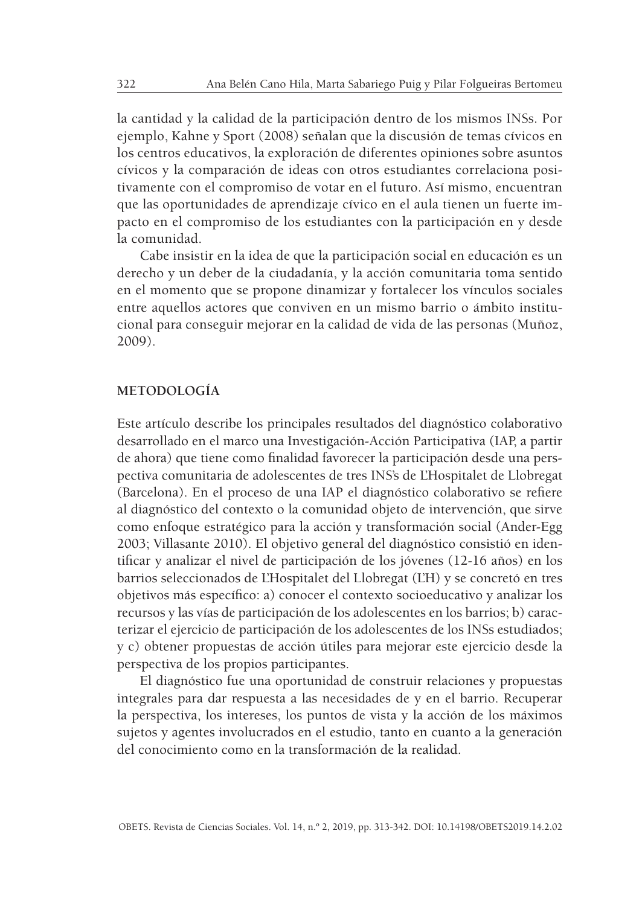la cantidad y la calidad de la participación dentro de los mismos INSs. Por ejemplo, Kahne y Sport (2008) señalan que la discusión de temas cívicos en los centros educativos, la exploración de diferentes opiniones sobre asuntos cívicos y la comparación de ideas con otros estudiantes correlaciona positivamente con el compromiso de votar en el futuro. Así mismo, encuentran que las oportunidades de aprendizaje cívico en el aula tienen un fuerte impacto en el compromiso de los estudiantes con la participación en y desde la comunidad.

Cabe insistir en la idea de que la participación social en educación es un derecho y un deber de la ciudadanía, y la acción comunitaria toma sentido en el momento que se propone dinamizar y fortalecer los vínculos sociales entre aquellos actores que conviven en un mismo barrio o ámbito institucional para conseguir mejorar en la calidad de vida de las personas (Muñoz, 2009).

## METODOLOGÍA

Este artículo describe los principales resultados del diagnóstico colaborativo desarrollado en el marco una Investigación-Acción Participativa (IAP, a partir de ahora) que tiene como finalidad favorecer la participación desde una perspectiva comunitaria de adolescentes de tres INS's de L'Hospitalet de Llobregat (Barcelona). En el proceso de una IAP el diagnóstico colaborativo se refiere al diagnóstico del contexto o la comunidad objeto de intervención, que sirve como enfoque estratégico para la acción y transformación social (Ander-Egg 2003; Villasante 2010). El objetivo general del diagnóstico consistió en identificar y analizar el nivel de participación de los jóvenes (12-16 años) en los barrios seleccionados de L'Hospitalet del Llobregat (L'H) y se concretó en tres objetivos más específico: a) conocer el contexto socioeducativo y analizar los recursos y las vías de participación de los adolescentes en los barrios; b) caracterizar el ejercicio de participación de los adolescentes de los INSs estudiados; y c) obtener propuestas de acción útiles para mejorar este ejercicio desde la perspectiva de los propios participantes.

El diagnóstico fue una oportunidad de construir relaciones y propuestas integrales para dar respuesta a las necesidades de y en el barrio. Recuperar la perspectiva, los intereses, los puntos de vista y la acción de los máximos sujetos y agentes involucrados en el estudio, tanto en cuanto a la generación del conocimiento como en la transformación de la realidad.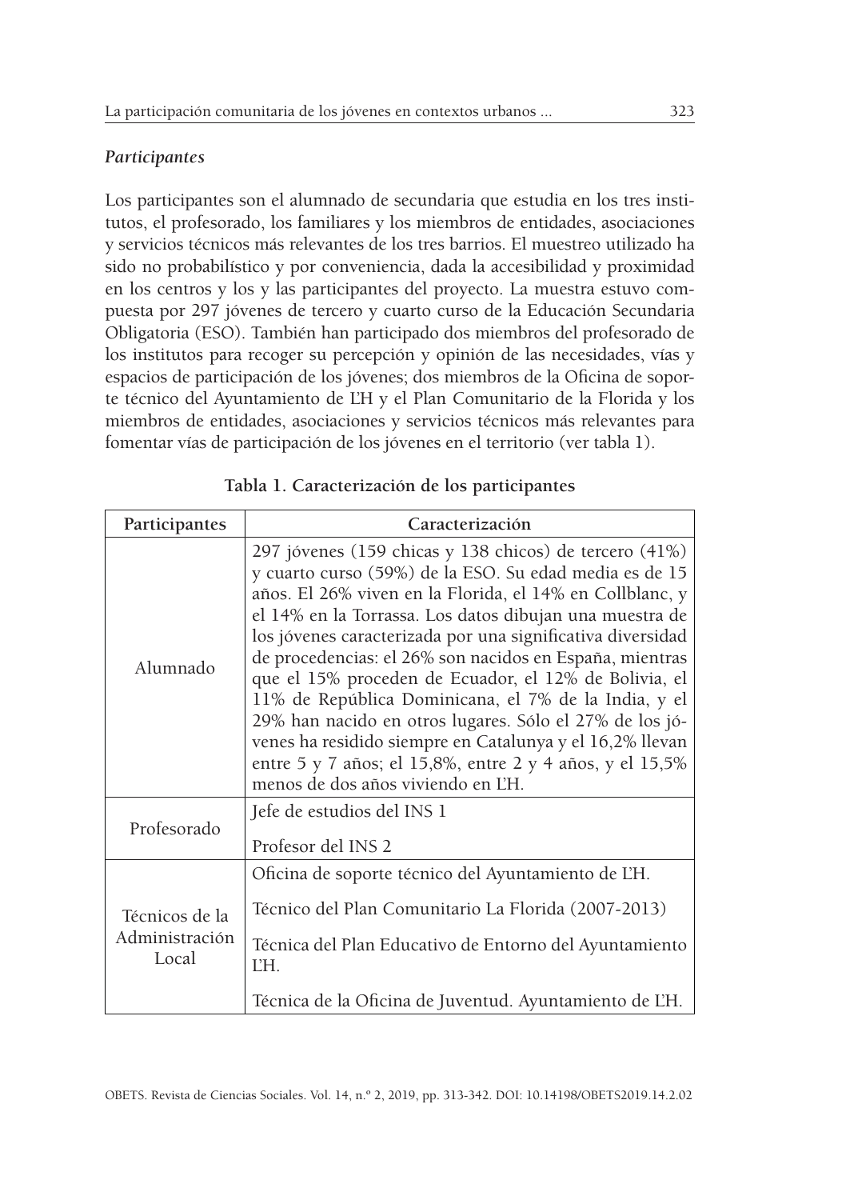### *Participantes*

Los participantes son el alumnado de secundaria que estudia en los tres institutos, el profesorado, los familiares y los miembros de entidades, asociaciones y servicios técnicos más relevantes de los tres barrios. El muestreo utilizado ha sido no probabilístico y por conveniencia, dada la accesibilidad y proximidad en los centros y los y las participantes del proyecto. La muestra estuvo compuesta por 297 jóvenes de tercero y cuarto curso de la Educación Secundaria Obligatoria (ESO). También han participado dos miembros del profesorado de los institutos para recoger su percepción y opinión de las necesidades, vías y espacios de participación de los jóvenes; dos miembros de la Oficina de soporte técnico del Ayuntamiento de L'H y el Plan Comunitario de la Florida y los miembros de entidades, asociaciones y servicios técnicos más relevantes para fomentar vías de participación de los jóvenes en el territorio (ver tabla 1).

**Tabla 1. Caracterización de los participantes**

| Participantes | Caracterización |
|---|---|
| Alumnado | 297 jóvenes (159 chicas y 138 chicos) de tercero (41%) y cuarto curso (59%) de la ESO. Su edad media es de 15 años. El 26% viven en la Florida, el 14% en Collblanc, y el 14% en la Torrassa. Los datos dibujan una muestra de los jóvenes caracterizada por una significativa diversidad de procedencias: el 26% son nacidos en España, mientras que el 15% proceden de Ecuador, el 12% de Bolivia, el 11% de República Dominicana, el 7% de la India, y el 29% han nacido en otros lugares. Sólo el 27% de los jóvenes ha residido siempre en Catalunya y el 16,2% llevan entre 5 y 7 años; el 15,8%, entre 2 y 4 años, y el 15,5% menos de dos años viviendo en L'H. |
| Profesorado | Jefe de estudios del INS 1 |
| | Profesor del INS 2 |
| Técnicos de la Administración Local | Oficina de soporte técnico del Ayuntamiento de L'H. |
| | Técnico del Plan Comunitario La Florida (2007-2013) |
| | Técnica del Plan Educativo de Entorno del Ayuntamiento L'H. |
| | Técnica de la Oficina de Juventud. Ayuntamiento de L'H. |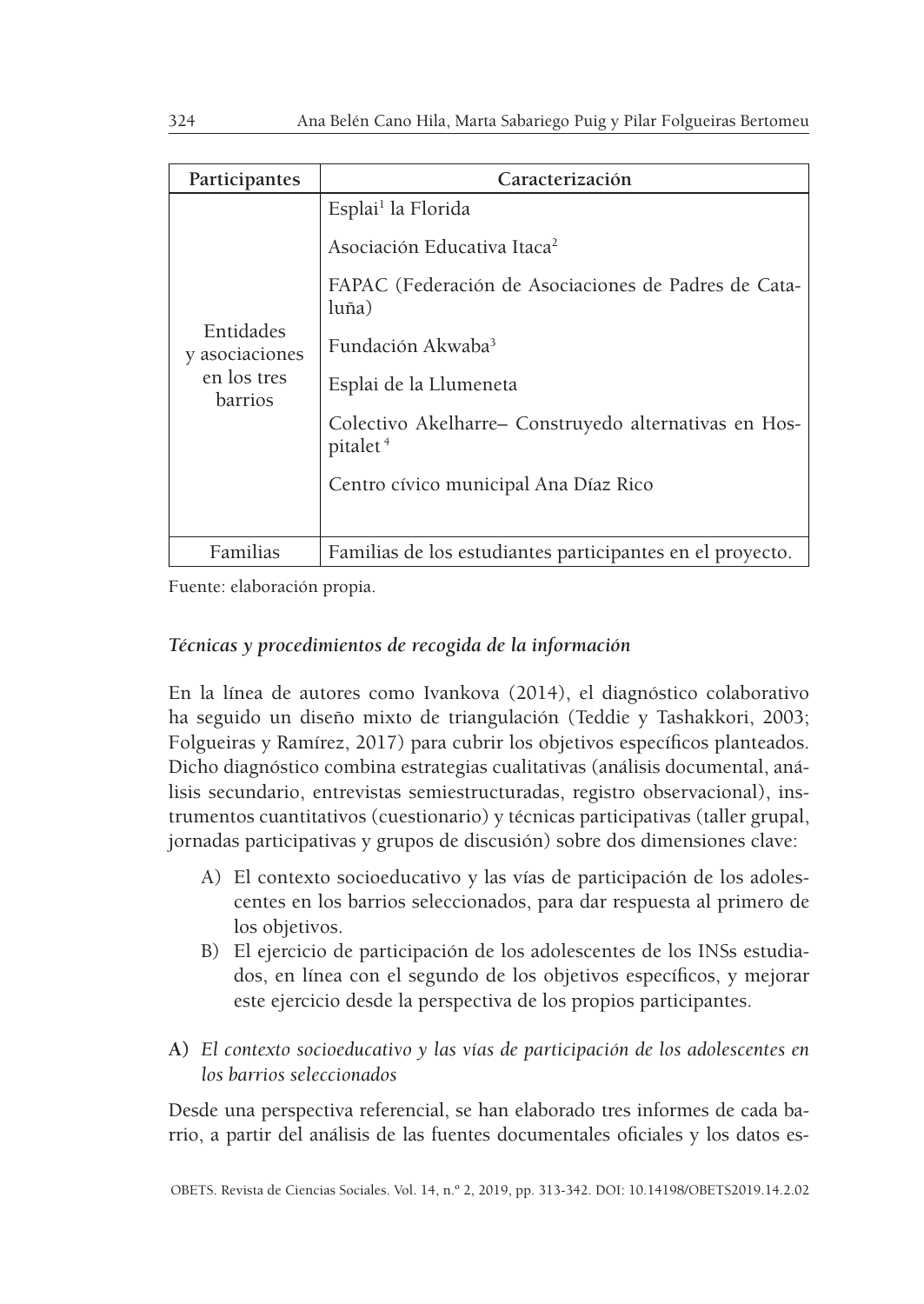| Participantes | Caracterización |
|---|---|
| Entidades y asociaciones en los tres barrios | Esplai[1] la Florida<br><br>Asociación Educativa Itaca[2]<br><br>FAPAC (Federación de Asociaciones de Padres de Cataluña)<br><br>Fundación Akwaba[3]<br><br>Esplai de la Llumeneta<br><br>Colectivo Akelharre– Construyedo alternativas en Hospitalet[4]<br><br>Centro cívico municipal Ana Díaz Rico |
| Familias | Familias de los estudiantes participantes en el proyecto. |

Fuente: elaboración propia.

### *Técnicas y procedimientos de recogida de la información*

En la línea de autores como Ivankova (2014), el diagnóstico colaborativo ha seguido un diseño mixto de triangulación (Teddie y Tashakkori, 2003; Folgueiras y Ramírez, 2017) para cubrir los objetivos específicos planteados. Dicho diagnóstico combina estrategias cualitativas (análisis documental, análisis secundario, entrevistas semiestructuradas, registro observacional), instrumentos cuantitativos (cuestionario) y técnicas participativas (taller grupal, jornadas participativas y grupos de discusión) sobre dos dimensiones clave:

A) El contexto socioeducativo y las vías de participación de los adolescentes en los barrios seleccionados, para dar respuesta al primero de los objetivos.
B) El ejercicio de participación de los adolescentes de los INSs estudiados, en línea con el segundo de los objetivos específicos, y mejorar este ejercicio desde la perspectiva de los propios participantes.

**A)** *El contexto socioeducativo y las vías de participación de los adolescentes en los barrios seleccionados*

Desde una perspectiva referencial, se han elaborado tres informes de cada barrio, a partir del análisis de las fuentes documentales oficiales y los datos es-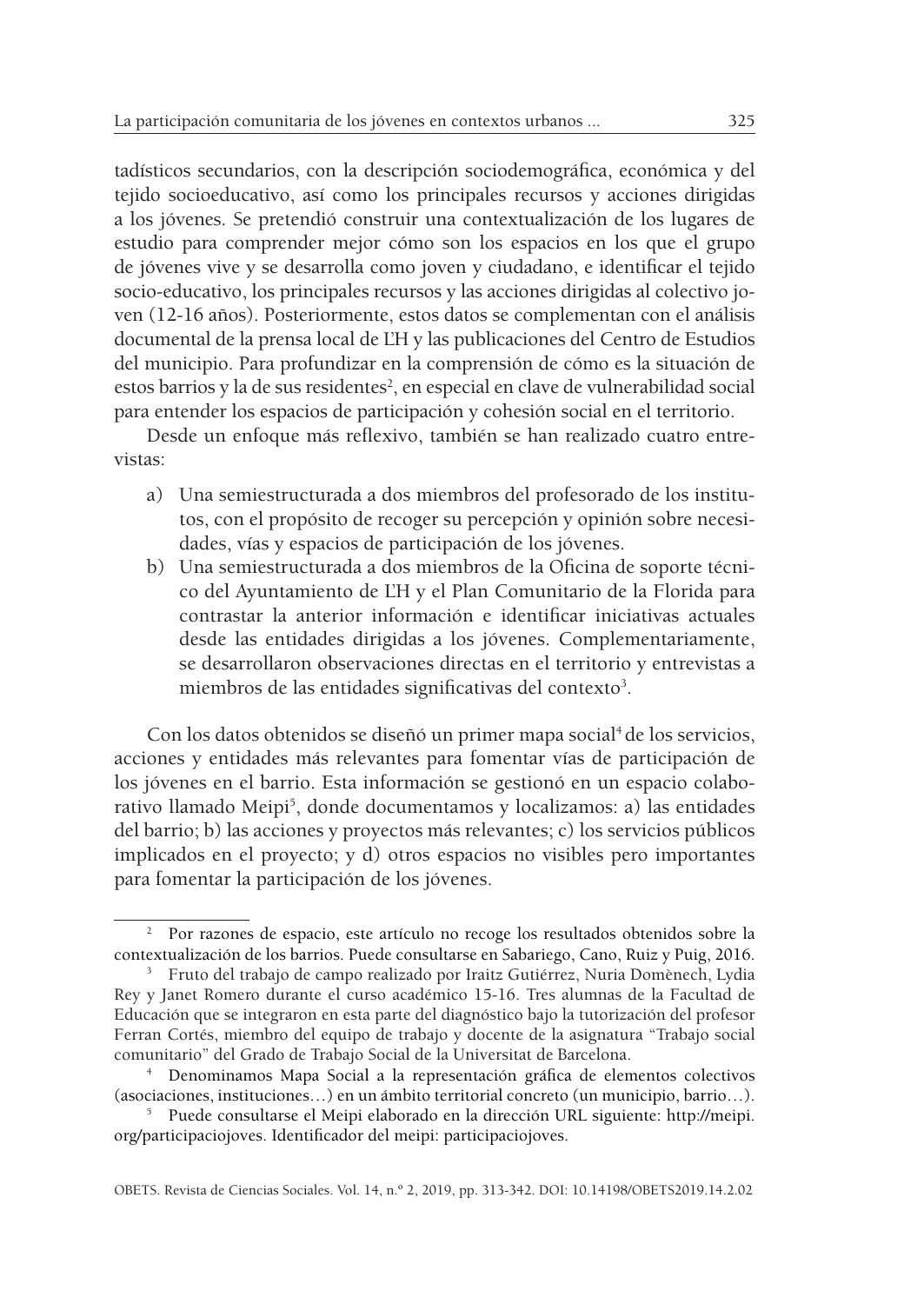tadísticos secundarios, con la descripción sociodemográfica, económica y del tejido socioeducativo, así como los principales recursos y acciones dirigidas a los jóvenes. Se pretendió construir una contextualización de los lugares de estudio para comprender mejor cómo son los espacios en los que el grupo de jóvenes vive y se desarrolla como joven y ciudadano, e identificar el tejido socio-educativo, los principales recursos y las acciones dirigidas al colectivo joven (12-16 años). Posteriormente, estos datos se complementan con el análisis documental de la prensa local de L'H y las publicaciones del Centro de Estudios del municipio. Para profundizar en la comprensión de cómo es la situación de estos barrios y la de sus residentes[2], en especial en clave de vulnerabilidad social para entender los espacios de participación y cohesión social en el territorio.

Desde un enfoque más reflexivo, también se han realizado cuatro entrevistas:

a) Una semiestructurada a dos miembros del profesorado de los institutos, con el propósito de recoger su percepción y opinión sobre necesidades, vías y espacios de participación de los jóvenes.
b) Una semiestructurada a dos miembros de la Oficina de soporte técnico del Ayuntamiento de L'H y el Plan Comunitario de la Florida para contrastar la anterior información e identificar iniciativas actuales desde las entidades dirigidas a los jóvenes. Complementariamente, se desarrollaron observaciones directas en el territorio y entrevistas a miembros de las entidades significativas del contexto[3].

Con los datos obtenidos se diseñó un primer mapa social[4] de los servicios, acciones y entidades más relevantes para fomentar vías de participación de los jóvenes en el barrio. Esta información se gestionó en un espacio colaborativo llamado Meipi[5], donde documentamos y localizamos: a) las entidades del barrio; b) las acciones y proyectos más relevantes; c) los servicios públicos implicados en el proyecto; y d) otros espacios no visibles pero importantes para fomentar la participación de los jóvenes.

---

[2] Por razones de espacio, este artículo no recoge los resultados obtenidos sobre la contextualización de los barrios. Puede consultarse en Sabariego, Cano, Ruiz y Puig, 2016.

[3] Fruto del trabajo de campo realizado por Iraitz Gutiérrez, Nuria Domènech, Lydia Rey y Janet Romero durante el curso académico 15-16. Tres alumnas de la Facultad de Educación que se integraron en esta parte del diagnóstico bajo la tutorización del profesor Ferran Cortés, miembro del equipo de trabajo y docente de la asignatura "Trabajo social comunitario" del Grado de Trabajo Social de la Universitat de Barcelona.

[4] Denominamos Mapa Social a la representación gráfica de elementos colectivos (asociaciones, instituciones…) en un ámbito territorial concreto (un municipio, barrio…).

[5] Puede consultarse el Meipi elaborado en la dirección URL siguiente: http://meipi.org/participaciojoves. Identificador del meipi: participaciojoves.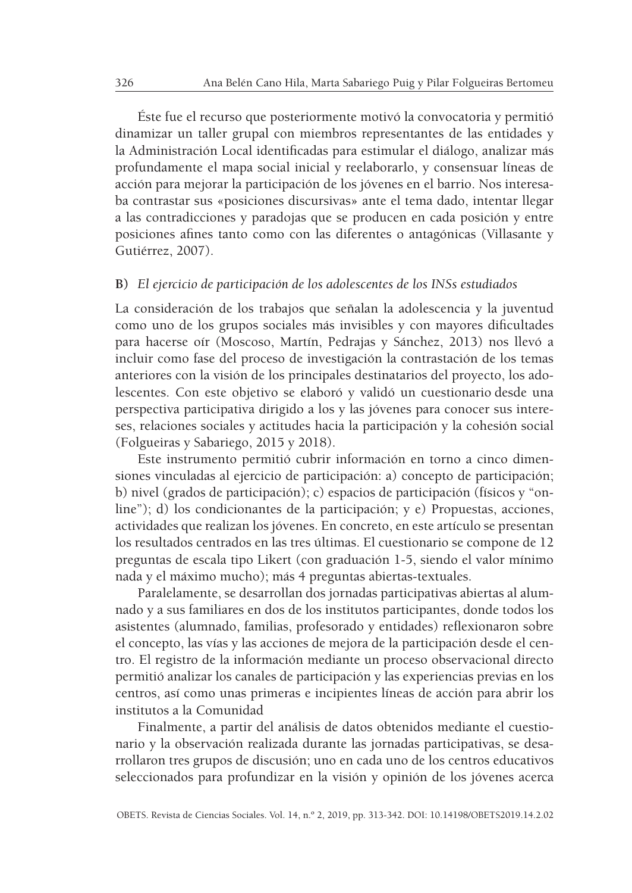Éste fue el recurso que posteriormente motivó la convocatoria y permitió dinamizar un taller grupal con miembros representantes de las entidades y la Administración Local identificadas para estimular el diálogo, analizar más profundamente el mapa social inicial y reelaborarlo, y consensuar líneas de acción para mejorar la participación de los jóvenes en el barrio. Nos interesaba contrastar sus «posiciones discursivas» ante el tema dado, intentar llegar a las contradicciones y paradojas que se producen en cada posición y entre posiciones afines tanto como con las diferentes o antagónicas (Villasante y Gutiérrez, 2007).

**B)** *El ejercicio de participación de los adolescentes de los INSs estudiados*

La consideración de los trabajos que señalan la adolescencia y la juventud como uno de los grupos sociales más invisibles y con mayores dificultades para hacerse oír (Moscoso, Martín, Pedrajas y Sánchez, 2013) nos llevó a incluir como fase del proceso de investigación la contrastación de los temas anteriores con la visión de los principales destinatarios del proyecto, los adolescentes. Con este objetivo se elaboró y validó un cuestionario desde una perspectiva participativa dirigido a los y las jóvenes para conocer sus intereses, relaciones sociales y actitudes hacia la participación y la cohesión social (Folgueiras y Sabariego, 2015 y 2018).

Este instrumento permitió cubrir información en torno a cinco dimensiones vinculadas al ejercicio de participación: a) concepto de participación; b) nivel (grados de participación); c) espacios de participación (físicos y "on-line"); d) los condicionantes de la participación; y e) Propuestas, acciones, actividades que realizan los jóvenes. En concreto, en este artículo se presentan los resultados centrados en las tres últimas. El cuestionario se compone de 12 preguntas de escala tipo Likert (con graduación 1-5, siendo el valor mínimo nada y el máximo mucho); más 4 preguntas abiertas-textuales.

Paralelamente, se desarrollan dos jornadas participativas abiertas al alumnado y a sus familiares en dos de los institutos participantes, donde todos los asistentes (alumnado, familias, profesorado y entidades) reflexionaron sobre el concepto, las vías y las acciones de mejora de la participación desde el centro. El registro de la información mediante un proceso observacional directo permitió analizar los canales de participación y las experiencias previas en los centros, así como unas primeras e incipientes líneas de acción para abrir los institutos a la Comunidad

Finalmente, a partir del análisis de datos obtenidos mediante el cuestionario y la observación realizada durante las jornadas participativas, se desarrollaron tres grupos de discusión; uno en cada uno de los centros educativos seleccionados para profundizar en la visión y opinión de los jóvenes acerca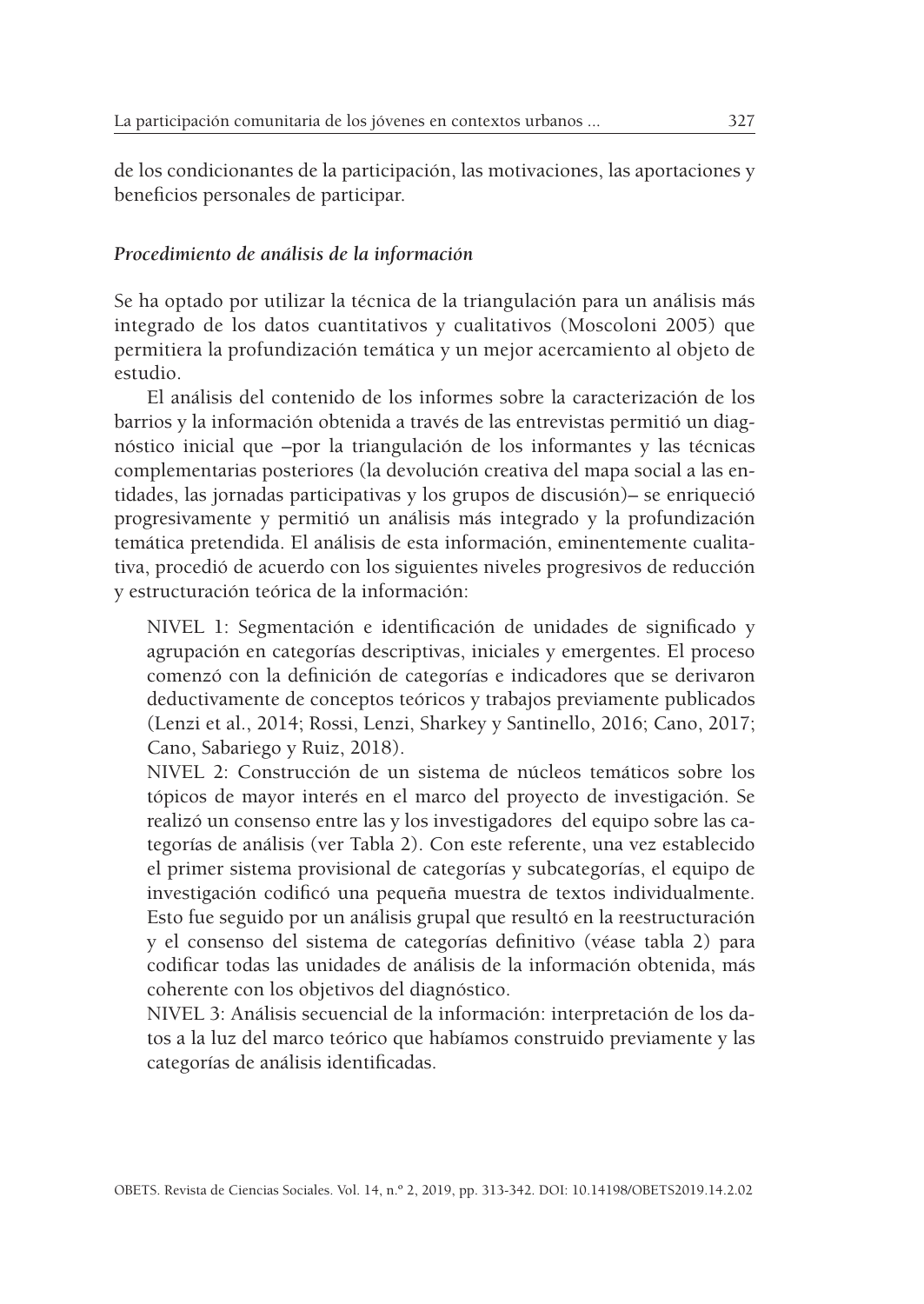de los condicionantes de la participación, las motivaciones, las aportaciones y beneficios personales de participar.

### *Procedimiento de análisis de la información*

Se ha optado por utilizar la técnica de la triangulación para un análisis más integrado de los datos cuantitativos y cualitativos (Moscoloni 2005) que permitiera la profundización temática y un mejor acercamiento al objeto de estudio.

El análisis del contenido de los informes sobre la caracterización de los barrios y la información obtenida a través de las entrevistas permitió un diagnóstico inicial que –por la triangulación de los informantes y las técnicas complementarias posteriores (la devolución creativa del mapa social a las entidades, las jornadas participativas y los grupos de discusión)– se enriqueció progresivamente y permitió un análisis más integrado y la profundización temática pretendida. El análisis de esta información, eminentemente cualitativa, procedió de acuerdo con los siguientes niveles progresivos de reducción y estructuración teórica de la información:

> NIVEL 1: Segmentación e identificación de unidades de significado y agrupación en categorías descriptivas, iniciales y emergentes. El proceso comenzó con la definición de categorías e indicadores que se derivaron deductivamente de conceptos teóricos y trabajos previamente publicados (Lenzi et al., 2014; Rossi, Lenzi, Sharkey y Santinello, 2016; Cano, 2017; Cano, Sabariego y Ruiz, 2018).
>
> NIVEL 2: Construcción de un sistema de núcleos temáticos sobre los tópicos de mayor interés en el marco del proyecto de investigación. Se realizó un consenso entre las y los investigadores del equipo sobre las categorías de análisis (ver Tabla 2). Con este referente, una vez establecido el primer sistema provisional de categorías y subcategorías, el equipo de investigación codificó una pequeña muestra de textos individualmente. Esto fue seguido por un análisis grupal que resultó en la reestructuración y el consenso del sistema de categorías definitivo (véase tabla 2) para codificar todas las unidades de análisis de la información obtenida, más coherente con los objetivos del diagnóstico.
>
> NIVEL 3: Análisis secuencial de la información: interpretación de los datos a la luz del marco teórico que habíamos construido previamente y las categorías de análisis identificadas.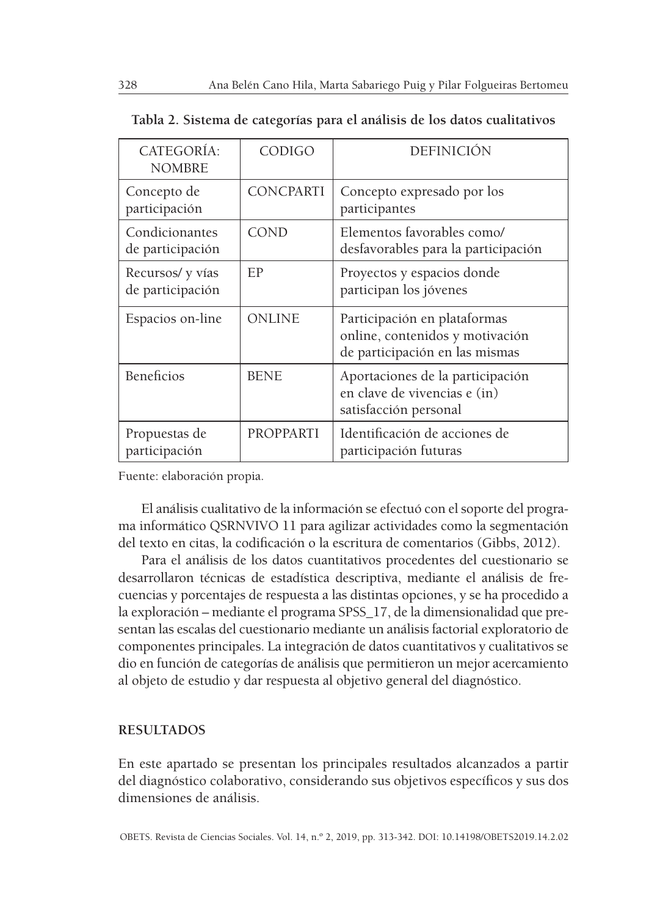**Tabla 2. Sistema de categorías para el análisis de los datos cualitativos**

| CATEGORÍA: NOMBRE | CODIGO | DEFINICIÓN |
|---|---|---|
| Concepto de participación | CONCPARTI | Concepto expresado por los participantes |
| Condicionantes de participación | COND | Elementos favorables como/ desfavorables para la participación |
| Recursos/ y vías de participación | EP | Proyectos y espacios donde participan los jóvenes |
| Espacios on-line | ONLINE | Participación en plataformas online, contenidos y motivación de participación en las mismas |
| Beneficios | BENE | Aportaciones de la participación en clave de vivencias e (in) satisfacción personal |
| Propuestas de participación | PROPPARTI | Identificación de acciones de participación futuras |

Fuente: elaboración propia.

El análisis cualitativo de la información se efectuó con el soporte del programa informático QSRNVIVO 11 para agilizar actividades como la segmentación del texto en citas, la codificación o la escritura de comentarios (Gibbs, 2012).

Para el análisis de los datos cuantitativos procedentes del cuestionario se desarrollaron técnicas de estadística descriptiva, mediante el análisis de frecuencias y porcentajes de respuesta a las distintas opciones, y se ha procedido a la exploración – mediante el programa SPSS_17, de la dimensionalidad que presentan las escalas del cuestionario mediante un análisis factorial exploratorio de componentes principales. La integración de datos cuantitativos y cualitativos se dio en función de categorías de análisis que permitieron un mejor acercamiento al objeto de estudio y dar respuesta al objetivo general del diagnóstico.

## RESULTADOS

En este apartado se presentan los principales resultados alcanzados a partir del diagnóstico colaborativo, considerando sus objetivos específicos y sus dos dimensiones de análisis.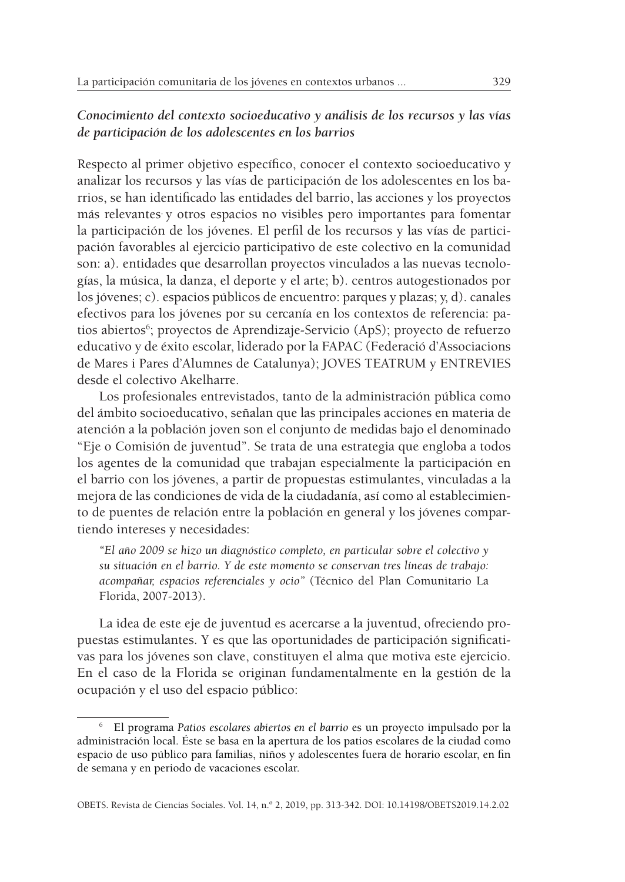***Conocimiento del contexto socioeducativo y análisis de los recursos y las vías de participación de los adolescentes en los barrios***

Respecto al primer objetivo específico, conocer el contexto socioeducativo y analizar los recursos y las vías de participación de los adolescentes en los barrios, se han identificado las entidades del barrio, las acciones y los proyectos más relevantes, y otros espacios no visibles pero importantes para fomentar la participación de los jóvenes. El perfil de los recursos y las vías de participación favorables al ejercicio participativo de este colectivo en la comunidad son: a). entidades que desarrollan proyectos vinculados a las nuevas tecnologías, la música, la danza, el deporte y el arte; b). centros autogestionados por los jóvenes; c). espacios públicos de encuentro: parques y plazas; y, d). canales efectivos para los jóvenes por su cercanía en los contextos de referencia: patios abiertos[6]; proyectos de Aprendizaje-Servicio (ApS); proyecto de refuerzo educativo y de éxito escolar, liderado por la FAPAC (Federació d'Associacions de Mares i Pares d'Alumnes de Catalunya); JOVES TEATRUM y ENTREVIES desde el colectivo Akelharre.

Los profesionales entrevistados, tanto de la administración pública como del ámbito socioeducativo, señalan que las principales acciones en materia de atención a la población joven son el conjunto de medidas bajo el denominado "Eje o Comisión de juventud". Se trata de una estrategia que engloba a todos los agentes de la comunidad que trabajan especialmente la participación en el barrio con los jóvenes, a partir de propuestas estimulantes, vinculadas a la mejora de las condiciones de vida de la ciudadanía, así como al establecimiento de puentes de relación entre la población en general y los jóvenes compartiendo intereses y necesidades:

> *"El año 2009 se hizo un diagnóstico completo, en particular sobre el colectivo y su situación en el barrio. Y de este momento se conservan tres líneas de trabajo: acompañar, espacios referenciales y ocio"* (Técnico del Plan Comunitario La Florida, 2007-2013).

La idea de este eje de juventud es acercarse a la juventud, ofreciendo propuestas estimulantes. Y es que las oportunidades de participación significativas para los jóvenes son clave, constituyen el alma que motiva este ejercicio. En el caso de la Florida se originan fundamentalmente en la gestión de la ocupación y el uso del espacio público:

---

[6] El programa *Patios escolares abiertos en el barrio* es un proyecto impulsado por la administración local. Éste se basa en la apertura de los patios escolares de la ciudad como espacio de uso público para familias, niños y adolescentes fuera de horario escolar, en fin de semana y en periodo de vacaciones escolar.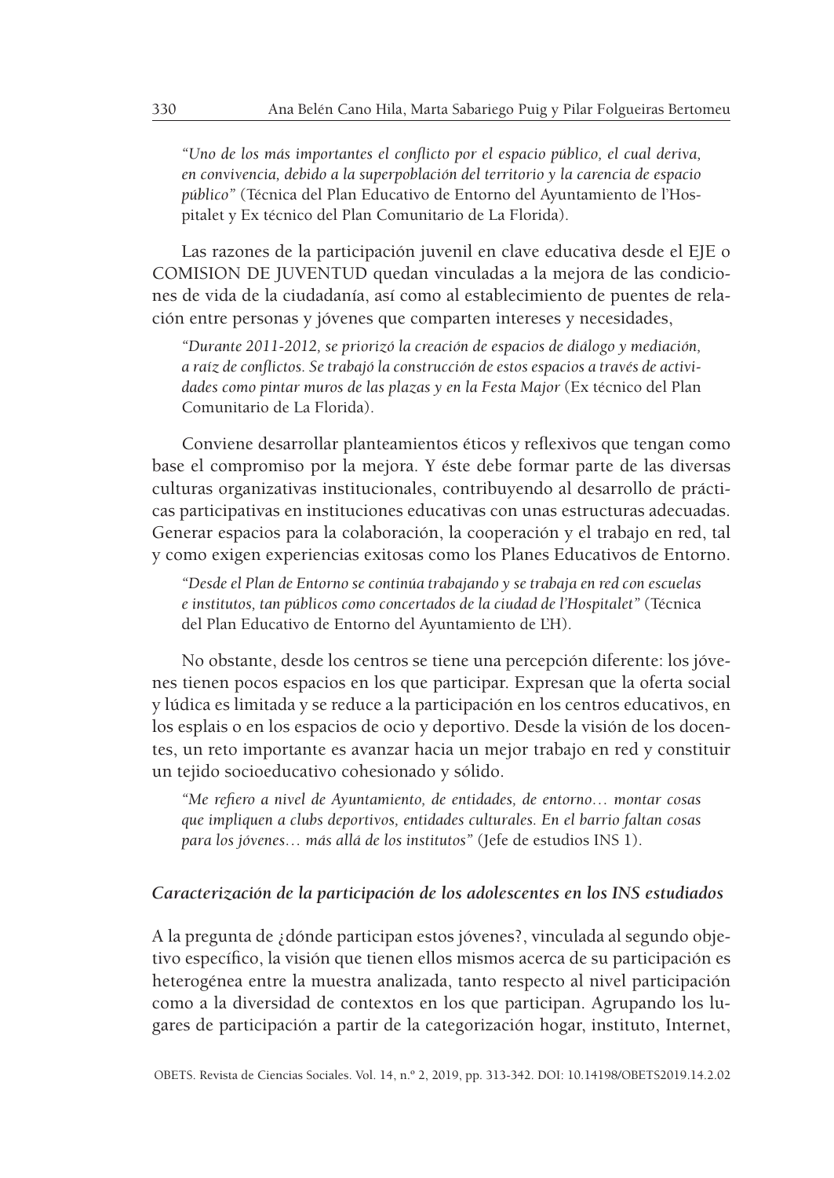*"Uno de los más importantes el conflicto por el espacio público, el cual deriva, en convivencia, debido a la superpoblación del territorio y la carencia de espacio público"* (Técnica del Plan Educativo de Entorno del Ayuntamiento de l'Hospitalet y Ex técnico del Plan Comunitario de La Florida).

Las razones de la participación juvenil en clave educativa desde el EJE o COMISION DE JUVENTUD quedan vinculadas a la mejora de las condiciones de vida de la ciudadanía, así como al establecimiento de puentes de relación entre personas y jóvenes que comparten intereses y necesidades,

*"Durante 2011-2012, se priorizó la creación de espacios de diálogo y mediación, a raíz de conflictos. Se trabajó la construcción de estos espacios a través de actividades como pintar muros de las plazas y en la Festa Major* (Ex técnico del Plan Comunitario de La Florida).

Conviene desarrollar planteamientos éticos y reflexivos que tengan como base el compromiso por la mejora. Y éste debe formar parte de las diversas culturas organizativas institucionales, contribuyendo al desarrollo de prácticas participativas en instituciones educativas con unas estructuras adecuadas. Generar espacios para la colaboración, la cooperación y el trabajo en red, tal y como exigen experiencias exitosas como los Planes Educativos de Entorno.

*"Desde el Plan de Entorno se continúa trabajando y se trabaja en red con escuelas e institutos, tan públicos como concertados de la ciudad de l'Hospitalet"* (Técnica del Plan Educativo de Entorno del Ayuntamiento de L'H).

No obstante, desde los centros se tiene una percepción diferente: los jóvenes tienen pocos espacios en los que participar. Expresan que la oferta social y lúdica es limitada y se reduce a la participación en los centros educativos, en los esplais o en los espacios de ocio y deportivo. Desde la visión de los docentes, un reto importante es avanzar hacia un mejor trabajo en red y constituir un tejido socioeducativo cohesionado y sólido.

*"Me refiero a nivel de Ayuntamiento, de entidades, de entorno… montar cosas que impliquen a clubs deportivos, entidades culturales. En el barrio faltan cosas para los jóvenes… más allá de los institutos"* (Jefe de estudios INS 1).

### *Caracterización de la participación de los adolescentes en los INS estudiados*

A la pregunta de ¿dónde participan estos jóvenes?, vinculada al segundo objetivo específico, la visión que tienen ellos mismos acerca de su participación es heterogénea entre la muestra analizada, tanto respecto al nivel participación como a la diversidad de contextos en los que participan. Agrupando los lugares de participación a partir de la categorización hogar, instituto, Internet,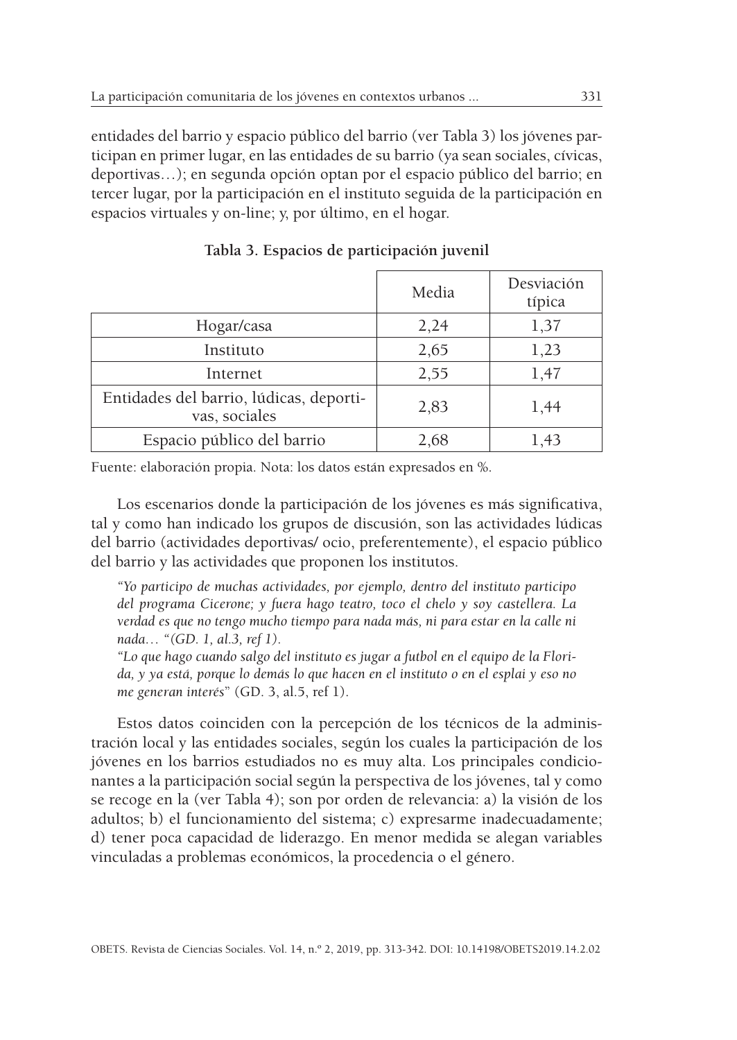entidades del barrio y espacio público del barrio (ver Tabla 3) los jóvenes participan en primer lugar, en las entidades de su barrio (ya sean sociales, cívicas, deportivas…); en segunda opción optan por el espacio público del barrio; en tercer lugar, por la participación en el instituto seguida de la participación en espacios virtuales y on-line; y, por último, en el hogar.

**Tabla 3. Espacios de participación juvenil**

| | Media | Desviación típica |
|---|---|---|
| Hogar/casa | 2,24 | 1,37 |
| Instituto | 2,65 | 1,23 |
| Internet | 2,55 | 1,47 |
| Entidades del barrio, lúdicas, deportivas, sociales | 2,83 | 1,44 |
| Espacio público del barrio | 2,68 | 1,43 |

Fuente: elaboración propia. Nota: los datos están expresados en %.

Los escenarios donde la participación de los jóvenes es más significativa, tal y como han indicado los grupos de discusión, son las actividades lúdicas del barrio (actividades deportivas/ ocio, preferentemente), el espacio público del barrio y las actividades que proponen los institutos.

*"Yo participo de muchas actividades, por ejemplo, dentro del instituto participo del programa Cicerone; y fuera hago teatro, toco el chelo y soy castellera. La verdad es que no tengo mucho tiempo para nada más, ni para estar en la calle ni nada… "(GD. 1, al.3, ref 1).*

*"Lo que hago cuando salgo del instituto es jugar a futbol en el equipo de la Florida, y ya está, porque lo demás lo que hacen en el instituto o en el esplai y eso no me generan interés*" (GD. 3, al.5, ref 1).

Estos datos coinciden con la percepción de los técnicos de la administración local y las entidades sociales, según los cuales la participación de los jóvenes en los barrios estudiados no es muy alta. Los principales condicionantes a la participación social según la perspectiva de los jóvenes, tal y como se recoge en la (ver Tabla 4); son por orden de relevancia: a) la visión de los adultos; b) el funcionamiento del sistema; c) expresarme inadecuadamente; d) tener poca capacidad de liderazgo. En menor medida se alegan variables vinculadas a problemas económicos, la procedencia o el género.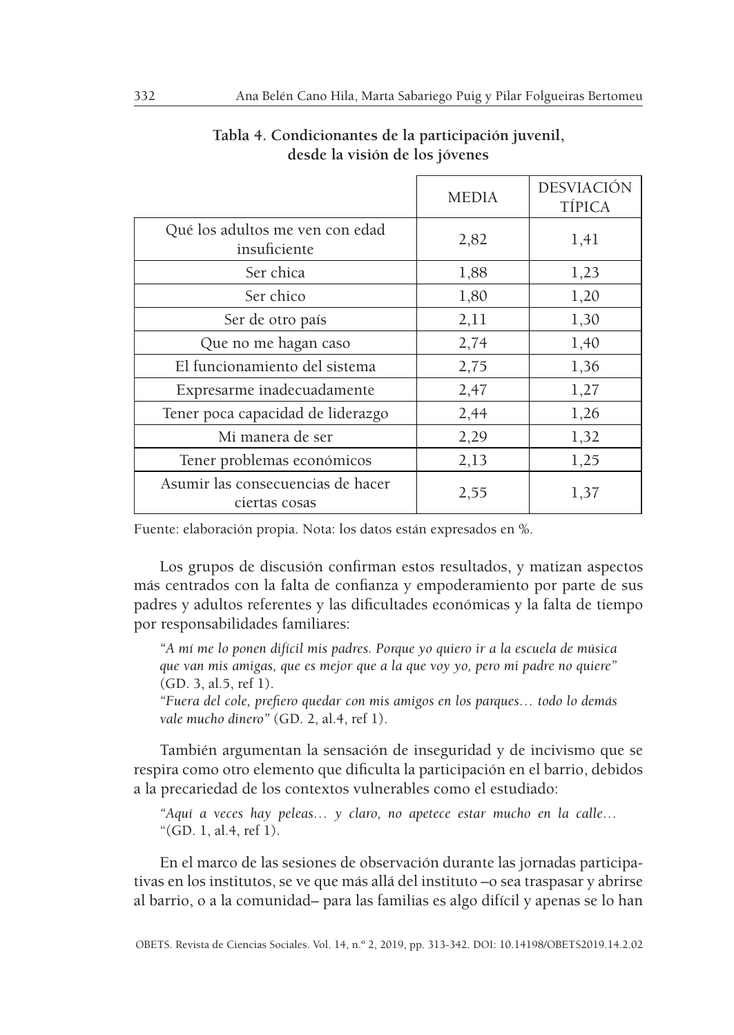**Tabla 4. Condicionantes de la participación juvenil, desde la visión de los jóvenes**

| | MEDIA | DESVIACIÓN TÍPICA |
|---|---|---|
| Qué los adultos me ven con edad insuficiente | 2,82 | 1,41 |
| Ser chica | 1,88 | 1,23 |
| Ser chico | 1,80 | 1,20 |
| Ser de otro país | 2,11 | 1,30 |
| Que no me hagan caso | 2,74 | 1,40 |
| El funcionamiento del sistema | 2,75 | 1,36 |
| Expresarme inadecuadamente | 2,47 | 1,27 |
| Tener poca capacidad de liderazgo | 2,44 | 1,26 |
| Mi manera de ser | 2,29 | 1,32 |
| Tener problemas económicos | 2,13 | 1,25 |
| Asumir las consecuencias de hacer ciertas cosas | 2,55 | 1,37 |

Fuente: elaboración propia. Nota: los datos están expresados en %.

Los grupos de discusión confirman estos resultados, y matizan aspectos más centrados con la falta de confianza y empoderamiento por parte de sus padres y adultos referentes y las dificultades económicas y la falta de tiempo por responsabilidades familiares:

> *"A mí me lo ponen difícil mis padres. Porque yo quiero ir a la escuela de música que van mis amigas, que es mejor que a la que voy yo, pero mi padre no quiere"* (GD. 3, al.5, ref 1).
>
> *"Fuera del cole, prefiero quedar con mis amigos en los parques… todo lo demás vale mucho dinero"* (GD. 2, al.4, ref 1).

También argumentan la sensación de inseguridad y de incivismo que se respira como otro elemento que dificulta la participación en el barrio, debidos a la precariedad de los contextos vulnerables como el estudiado:

> *"Aquí a veces hay peleas… y claro, no apetece estar mucho en la calle…* "(GD. 1, al.4, ref 1).

En el marco de las sesiones de observación durante las jornadas participativas en los institutos, se ve que más allá del instituto –o sea traspasar y abrirse al barrio, o a la comunidad– para las familias es algo difícil y apenas se lo han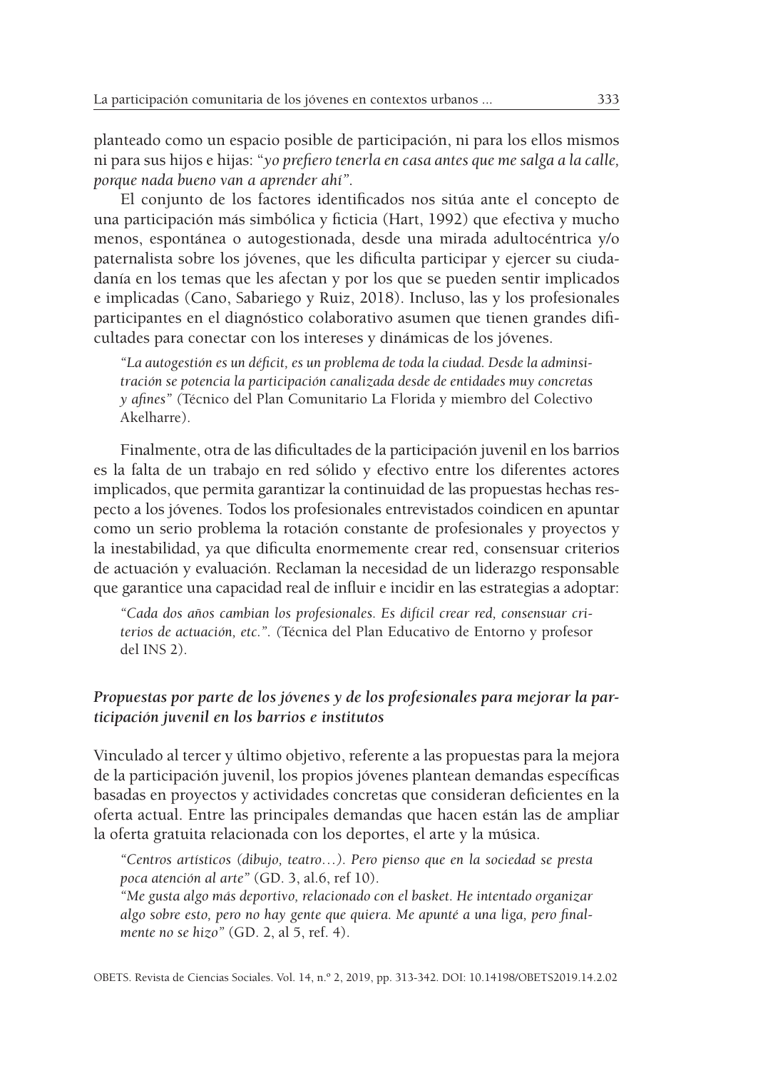planteado como un espacio posible de participación, ni para los ellos mismos ni para sus hijos e hijas: "*yo prefiero tenerla en casa antes que me salga a la calle, porque nada bueno van a aprender ahí"*.

El conjunto de los factores identificados nos sitúa ante el concepto de una participación más simbólica y ficticia (Hart, 1992) que efectiva y mucho menos, espontánea o autogestionada, desde una mirada adultocéntrica y/o paternalista sobre los jóvenes, que les dificulta participar y ejercer su ciudadanía en los temas que les afectan y por los que se pueden sentir implicados e implicadas (Cano, Sabariego y Ruiz, 2018). Incluso, las y los profesionales participantes en el diagnóstico colaborativo asumen que tienen grandes dificultades para conectar con los intereses y dinámicas de los jóvenes.

> *"La autogestión es un déficit, es un problema de toda la ciudad. Desde la adminsitración se potencia la participación canalizada desde de entidades muy concretas y afines" (*Técnico del Plan Comunitario La Florida y miembro del Colectivo Akelharre).

Finalmente, otra de las dificultades de la participación juvenil en los barrios es la falta de un trabajo en red sólido y efectivo entre los diferentes actores implicados, que permita garantizar la continuidad de las propuestas hechas respecto a los jóvenes. Todos los profesionales entrevistados coindicen en apuntar como un serio problema la rotación constante de profesionales y proyectos y la inestabilidad, ya que dificulta enormemente crear red, consensuar criterios de actuación y evaluación. Reclaman la necesidad de un liderazgo responsable que garantice una capacidad real de influir e incidir en las estrategias a adoptar:

> *"Cada dos años cambian los profesionales. Es difícil crear red, consensuar criterios de actuación, etc.". (*Técnica del Plan Educativo de Entorno y profesor del INS 2).

### *Propuestas por parte de los jóvenes y de los profesionales para mejorar la participación juvenil en los barrios e institutos*

Vinculado al tercer y último objetivo, referente a las propuestas para la mejora de la participación juvenil, los propios jóvenes plantean demandas específicas basadas en proyectos y actividades concretas que consideran deficientes en la oferta actual. Entre las principales demandas que hacen están las de ampliar la oferta gratuita relacionada con los deportes, el arte y la música.

> *"Centros artísticos (dibujo, teatro…). Pero pienso que en la sociedad se presta poca atención al arte"* (GD. 3, al.6, ref 10).
> *"Me gusta algo más deportivo, relacionado con el basket. He intentado organizar algo sobre esto, pero no hay gente que quiera. Me apunté a una liga, pero finalmente no se hizo"* (GD. 2, al 5, ref. 4).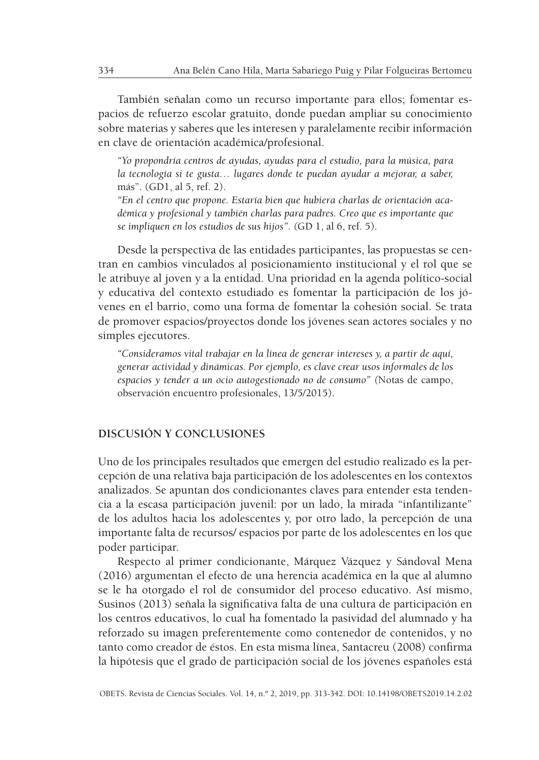También señalan como un recurso importante para ellos; fomentar espacios de refuerzo escolar gratuito, donde puedan ampliar su conocimiento sobre materias y saberes que les interesen y paralelamente recibir información en clave de orientación académica/profesional.

> *"Yo propondría centros de ayudas, ayudas para el estudio, para la música, para la tecnología si te gusta… lugares donde te puedan ayudar a mejorar, a saber,* más". (GD1, al 5, ref. 2).
>
> *"En el centro que propone. Estaría bien que hubiera charlas de orientación académica y profesional y también charlas para padres. Creo que es importante que se impliquen en los estudios de sus hijos".* (GD 1, al 6, ref. 5).

Desde la perspectiva de las entidades participantes, las propuestas se centran en cambios vinculados al posicionamiento institucional y el rol que se le atribuye al joven y a la entidad. Una prioridad en la agenda político-social y educativa del contexto estudiado es fomentar la participación de los jóvenes en el barrio, como una forma de fomentar la cohesión social. Se trata de promover espacios/proyectos donde los jóvenes sean actores sociales y no simples ejecutores.

> *"Consideramos vital trabajar en la línea de generar intereses y, a partir de aquí, generar actividad y dinámicas. Por ejemplo, es clave crear usos informales de los espacios y tender a un ocio autogestionado no de consumo"* (Notas de campo, observación encuentro profesionales, 13/5/2015).

## DISCUSIÓN Y CONCLUSIONES

Uno de los principales resultados que emergen del estudio realizado es la percepción de una relativa baja participación de los adolescentes en los contextos analizados. Se apuntan dos condicionantes claves para entender esta tendencia a la escasa participación juvenil: por un lado, la mirada "infantilizante" de los adultos hacia los adolescentes y, por otro lado, la percepción de una importante falta de recursos/ espacios por parte de los adolescentes en los que poder participar.

Respecto al primer condicionante, Márquez Vázquez y Sándoval Mena (2016) argumentan el efecto de una herencia académica en la que al alumno se le ha otorgado el rol de consumidor del proceso educativo. Así mismo, Susinos (2013) señala la significativa falta de una cultura de participación en los centros educativos, lo cual ha fomentado la pasividad del alumnado y ha reforzado su imagen preferentemente como contenedor de contenidos, y no tanto como creador de éstos. En esta misma línea, Santacreu (2008) confirma la hipótesis que el grado de participación social de los jóvenes españoles está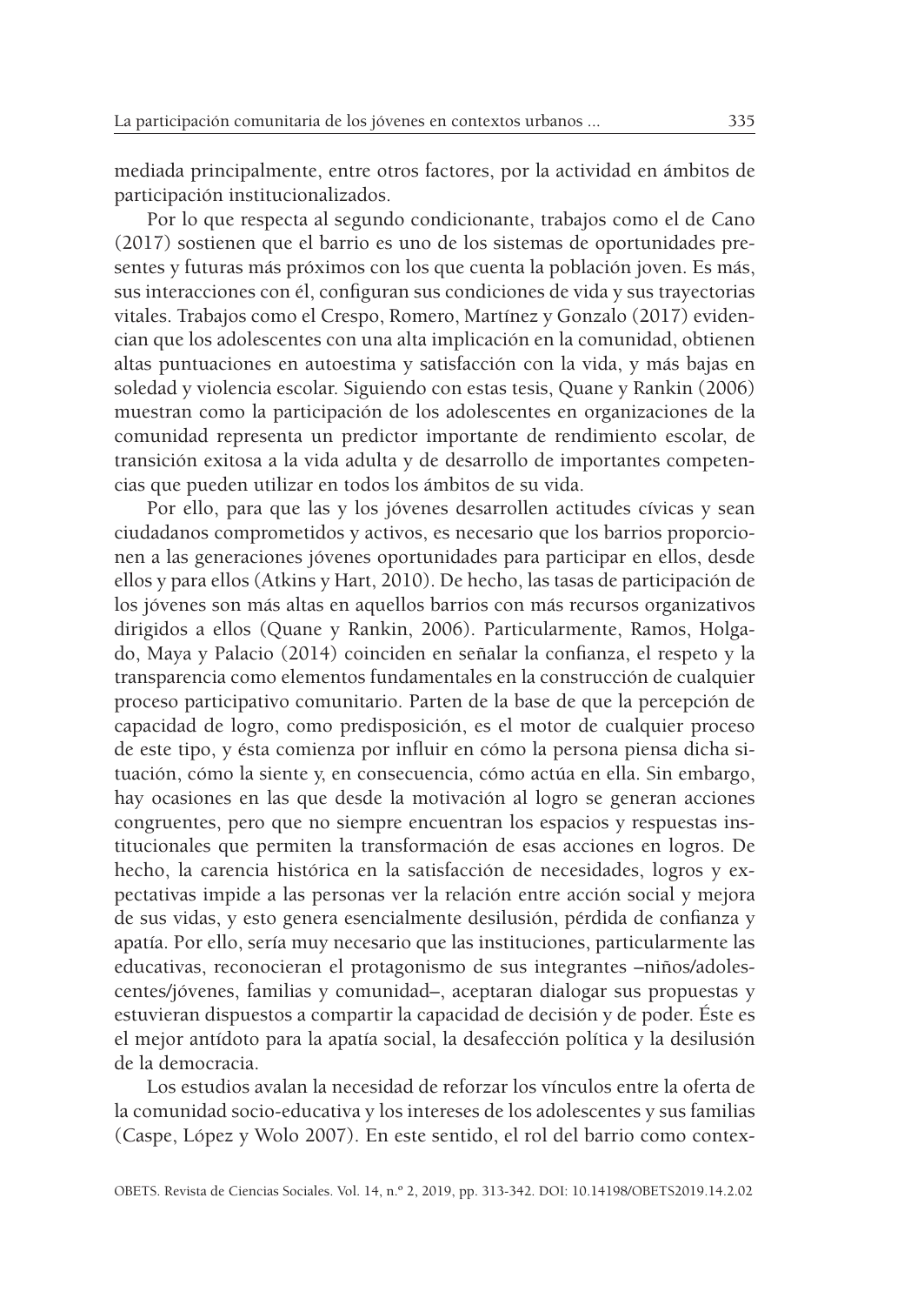mediada principalmente, entre otros factores, por la actividad en ámbitos de participación institucionalizados.

Por lo que respecta al segundo condicionante, trabajos como el de Cano (2017) sostienen que el barrio es uno de los sistemas de oportunidades presentes y futuras más próximos con los que cuenta la población joven. Es más, sus interacciones con él, configuran sus condiciones de vida y sus trayectorias vitales. Trabajos como el Crespo, Romero, Martínez y Gonzalo (2017) evidencian que los adolescentes con una alta implicación en la comunidad, obtienen altas puntuaciones en autoestima y satisfacción con la vida, y más bajas en soledad y violencia escolar. Siguiendo con estas tesis, Quane y Rankin (2006) muestran como la participación de los adolescentes en organizaciones de la comunidad representa un predictor importante de rendimiento escolar, de transición exitosa a la vida adulta y de desarrollo de importantes competencias que pueden utilizar en todos los ámbitos de su vida.

Por ello, para que las y los jóvenes desarrollen actitudes cívicas y sean ciudadanos comprometidos y activos, es necesario que los barrios proporcionen a las generaciones jóvenes oportunidades para participar en ellos, desde ellos y para ellos (Atkins y Hart, 2010). De hecho, las tasas de participación de los jóvenes son más altas en aquellos barrios con más recursos organizativos dirigidos a ellos (Quane y Rankin, 2006). Particularmente, Ramos, Holgado, Maya y Palacio (2014) coinciden en señalar la confianza, el respeto y la transparencia como elementos fundamentales en la construcción de cualquier proceso participativo comunitario. Parten de la base de que la percepción de capacidad de logro, como predisposición, es el motor de cualquier proceso de este tipo, y ésta comienza por influir en cómo la persona piensa dicha situación, cómo la siente y, en consecuencia, cómo actúa en ella. Sin embargo, hay ocasiones en las que desde la motivación al logro se generan acciones congruentes, pero que no siempre encuentran los espacios y respuestas institucionales que permiten la transformación de esas acciones en logros. De hecho, la carencia histórica en la satisfacción de necesidades, logros y expectativas impide a las personas ver la relación entre acción social y mejora de sus vidas, y esto genera esencialmente desilusión, pérdida de confianza y apatía. Por ello, sería muy necesario que las instituciones, particularmente las educativas, reconocieran el protagonismo de sus integrantes –niños/adolescentes/jóvenes, familias y comunidad–, aceptaran dialogar sus propuestas y estuvieran dispuestos a compartir la capacidad de decisión y de poder. Éste es el mejor antídoto para la apatía social, la desafección política y la desilusión de la democracia.

Los estudios avalan la necesidad de reforzar los vínculos entre la oferta de la comunidad socio-educativa y los intereses de los adolescentes y sus familias (Caspe, López y Wolo 2007). En este sentido, el rol del barrio como contex-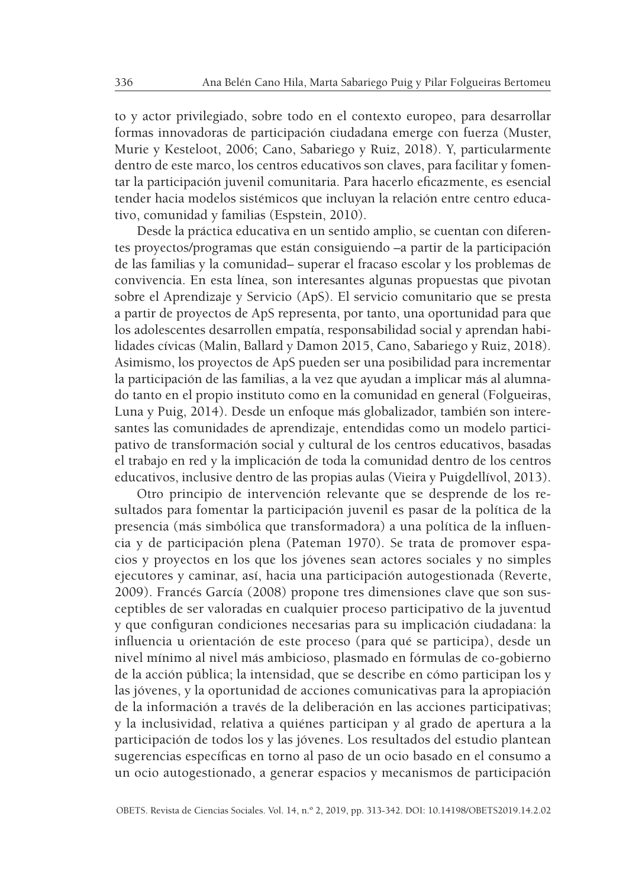to y actor privilegiado, sobre todo en el contexto europeo, para desarrollar formas innovadoras de participación ciudadana emerge con fuerza (Muster, Murie y Kesteloot, 2006; Cano, Sabariego y Ruiz, 2018). Y, particularmente dentro de este marco, los centros educativos son claves, para facilitar y fomentar la participación juvenil comunitaria. Para hacerlo eficazmente, es esencial tender hacia modelos sistémicos que incluyan la relación entre centro educativo, comunidad y familias (Espstein, 2010).

Desde la práctica educativa en un sentido amplio, se cuentan con diferentes proyectos/programas que están consiguiendo –a partir de la participación de las familias y la comunidad– superar el fracaso escolar y los problemas de convivencia. En esta línea, son interesantes algunas propuestas que pivotan sobre el Aprendizaje y Servicio (ApS). El servicio comunitario que se presta a partir de proyectos de ApS representa, por tanto, una oportunidad para que los adolescentes desarrollen empatía, responsabilidad social y aprendan habilidades cívicas (Malin, Ballard y Damon 2015, Cano, Sabariego y Ruiz, 2018). Asimismo, los proyectos de ApS pueden ser una posibilidad para incrementar la participación de las familias, a la vez que ayudan a implicar más al alumnado tanto en el propio instituto como en la comunidad en general (Folgueiras, Luna y Puig, 2014). Desde un enfoque más globalizador, también son interesantes las comunidades de aprendizaje, entendidas como un modelo participativo de transformación social y cultural de los centros educativos, basadas el trabajo en red y la implicación de toda la comunidad dentro de los centros educativos, inclusive dentro de las propias aulas (Vieira y Puigdellívol, 2013).

Otro principio de intervención relevante que se desprende de los resultados para fomentar la participación juvenil es pasar de la política de la presencia (más simbólica que transformadora) a una política de la influencia y de participación plena (Pateman 1970). Se trata de promover espacios y proyectos en los que los jóvenes sean actores sociales y no simples ejecutores y caminar, así, hacia una participación autogestionada (Reverte, 2009). Francés García (2008) propone tres dimensiones clave que son susceptibles de ser valoradas en cualquier proceso participativo de la juventud y que configuran condiciones necesarias para su implicación ciudadana: la influencia u orientación de este proceso (para qué se participa), desde un nivel mínimo al nivel más ambicioso, plasmado en fórmulas de co-gobierno de la acción pública; la intensidad, que se describe en cómo participan los y las jóvenes, y la oportunidad de acciones comunicativas para la apropiación de la información a través de la deliberación en las acciones participativas; y la inclusividad, relativa a quiénes participan y al grado de apertura a la participación de todos los y las jóvenes. Los resultados del estudio plantean sugerencias específicas en torno al paso de un ocio basado en el consumo a un ocio autogestionado, a generar espacios y mecanismos de participación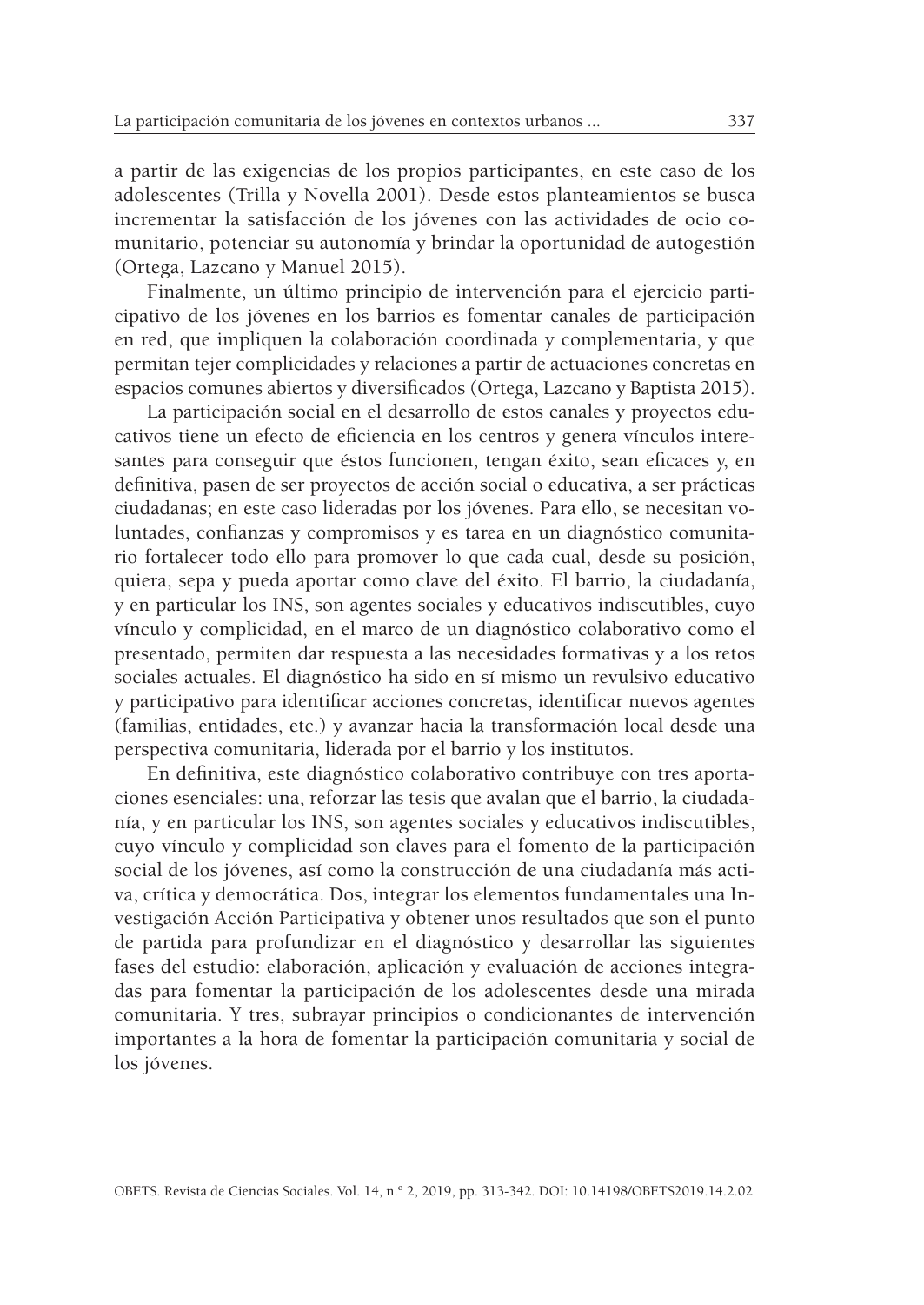a partir de las exigencias de los propios participantes, en este caso de los adolescentes (Trilla y Novella 2001). Desde estos planteamientos se busca incrementar la satisfacción de los jóvenes con las actividades de ocio comunitario, potenciar su autonomía y brindar la oportunidad de autogestión (Ortega, Lazcano y Manuel 2015).

Finalmente, un último principio de intervención para el ejercicio participativo de los jóvenes en los barrios es fomentar canales de participación en red, que impliquen la colaboración coordinada y complementaria, y que permitan tejer complicidades y relaciones a partir de actuaciones concretas en espacios comunes abiertos y diversificados (Ortega, Lazcano y Baptista 2015).

La participación social en el desarrollo de estos canales y proyectos educativos tiene un efecto de eficiencia en los centros y genera vínculos interesantes para conseguir que éstos funcionen, tengan éxito, sean eficaces y, en definitiva, pasen de ser proyectos de acción social o educativa, a ser prácticas ciudadanas; en este caso lideradas por los jóvenes. Para ello, se necesitan voluntades, confianzas y compromisos y es tarea en un diagnóstico comunitario fortalecer todo ello para promover lo que cada cual, desde su posición, quiera, sepa y pueda aportar como clave del éxito. El barrio, la ciudadanía, y en particular los INS, son agentes sociales y educativos indiscutibles, cuyo vínculo y complicidad, en el marco de un diagnóstico colaborativo como el presentado, permiten dar respuesta a las necesidades formativas y a los retos sociales actuales. El diagnóstico ha sido en sí mismo un revulsivo educativo y participativo para identificar acciones concretas, identificar nuevos agentes (familias, entidades, etc.) y avanzar hacia la transformación local desde una perspectiva comunitaria, liderada por el barrio y los institutos.

En definitiva, este diagnóstico colaborativo contribuye con tres aportaciones esenciales: una, reforzar las tesis que avalan que el barrio, la ciudadanía, y en particular los INS, son agentes sociales y educativos indiscutibles, cuyo vínculo y complicidad son claves para el fomento de la participación social de los jóvenes, así como la construcción de una ciudadanía más activa, crítica y democrática. Dos, integrar los elementos fundamentales una Investigación Acción Participativa y obtener unos resultados que son el punto de partida para profundizar en el diagnóstico y desarrollar las siguientes fases del estudio: elaboración, aplicación y evaluación de acciones integradas para fomentar la participación de los adolescentes desde una mirada comunitaria. Y tres, subrayar principios o condicionantes de intervención importantes a la hora de fomentar la participación comunitaria y social de los jóvenes.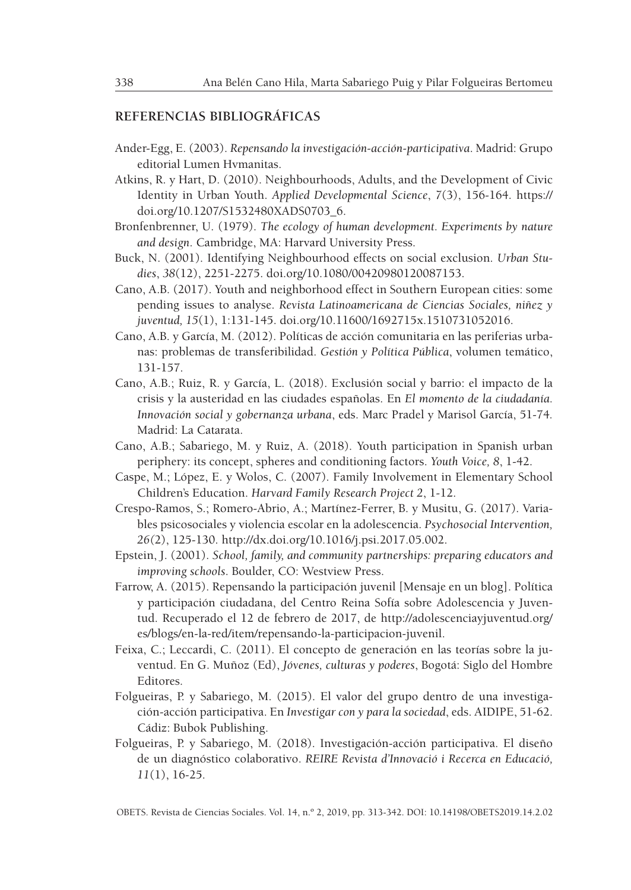## REFERENCIAS BIBLIOGRÁFICAS

Ander-Egg, E. (2003). *Repensando la investigación-acción-participativa*. Madrid: Grupo editorial Lumen Hvmanitas.

Atkins, R. y Hart, D. (2010). Neighbourhoods, Adults, and the Development of Civic Identity in Urban Youth. *Applied Developmental Science*, *7*(3), 156-164. https://doi.org/10.1207/S1532480XADS0703_6.

Bronfenbrenner, U. (1979). *The ecology of human development. Experiments by nature and design*. Cambridge, MA: Harvard University Press.

Buck, N. (2001). Identifying Neighbourhood effects on social exclusion. *Urban Studies*, *38*(12), 2251-2275. doi.org/10.1080/00420980120087153.

Cano, A.B. (2017). Youth and neighborhood effect in Southern European cities: some pending issues to analyse. *Revista Latinoamericana de Ciencias Sociales, niñez y juventud, 15*(1), 1:131-145. doi.org/10.11600/1692715x.1510731052016.

Cano, A.B. y García, M. (2012). Políticas de acción comunitaria en las periferias urbanas: problemas de transferibilidad. *Gestión y Política Pública*, volumen temático, 131-157.

Cano, A.B.; Ruiz, R. y García, L. (2018). Exclusión social y barrio: el impacto de la crisis y la austeridad en las ciudades españolas. En *El momento de la ciudadanía. Innovación social y gobernanza urbana*, eds. Marc Pradel y Marisol García, 51-74. Madrid: La Catarata.

Cano, A.B.; Sabariego, M. y Ruiz, A. (2018). Youth participation in Spanish urban periphery: its concept, spheres and conditioning factors. *Youth Voice, 8*, 1-42.

Caspe, M.; López, E. y Wolos, C. (2007). Family Involvement in Elementary School Children's Education. *Harvard Family Research Project 2*, 1-12.

Crespo-Ramos, S.; Romero-Abrio, A.; Martínez-Ferrer, B. y Musitu, G. (2017). Variables psicosociales y violencia escolar en la adolescencia. *Psychosocial Intervention, 26*(2), 125-130. http://dx.doi.org/10.1016/j.psi.2017.05.002.

Epstein, J. (2001). *School, family, and community partnerships: preparing educators and improving schools*. Boulder, CO: Westview Press.

Farrow, A. (2015). Repensando la participación juvenil [Mensaje en un blog]. Política y participación ciudadana, del Centro Reina Sofía sobre Adolescencia y Juventud. Recuperado el 12 de febrero de 2017, de http://adolescenciayjuventud.org/es/blogs/en-la-red/item/repensando-la-participacion-juvenil.

Feixa, C.; Leccardi, C. (2011). El concepto de generación en las teorías sobre la juventud. En G. Muñoz (Ed), *Jóvenes, culturas y poderes*, Bogotá: Siglo del Hombre Editores.

Folgueiras, P. y Sabariego, M. (2015). El valor del grupo dentro de una investigación-acción participativa. En *Investigar con y para la sociedad*, eds. AIDIPE, 51-62. Cádiz: Bubok Publishing.

Folgueiras, P. y Sabariego, M. (2018). Investigación-acción participativa. El diseño de un diagnóstico colaborativo. *REIRE Revista d'Innovació i Recerca en Educació, 11*(1), 16-25.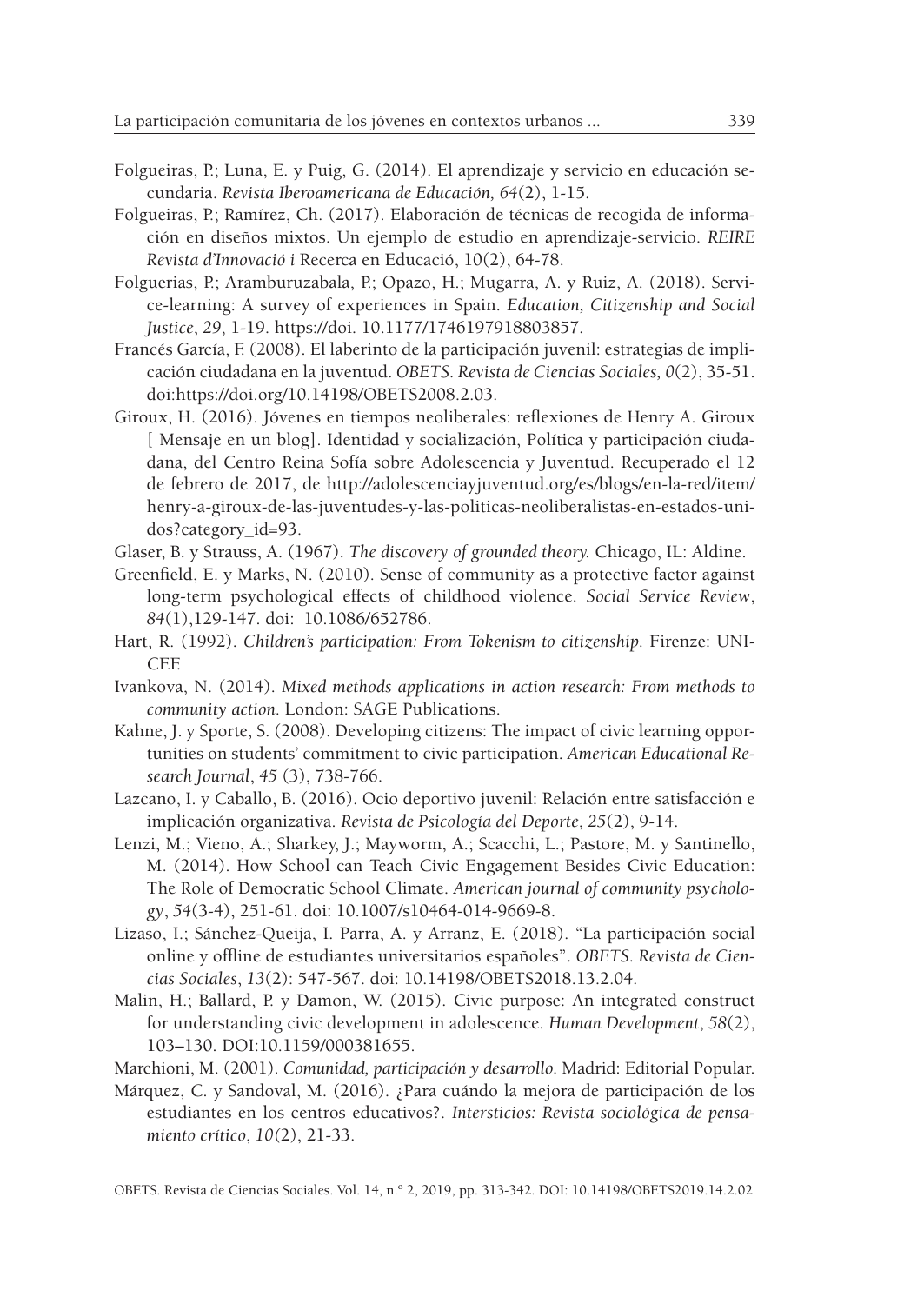Folgueiras, P.; Luna, E. y Puig, G. (2014). El aprendizaje y servicio en educación secundaria. *Revista Iberoamericana de Educación, 64*(2), 1-15.

Folgueiras, P.; Ramírez, Ch. (2017). Elaboración de técnicas de recogida de información en diseños mixtos. Un ejemplo de estudio en aprendizaje-servicio. *REIRE Revista d'Innovació i* Recerca en Educació, 10(2), 64-78.

Folguerias, P.; Aramburuzabala, P.; Opazo, H.; Mugarra, A. y Ruiz, A. (2018). Service-learning: A survey of experiences in Spain. *Education, Citizenship and Social Justice*, *29*, 1-19. https://doi. 10.1177/1746197918803857.

Francés García, F. (2008). El laberinto de la participación juvenil: estrategias de implicación ciudadana en la juventud. *OBETS. Revista de Ciencias Sociales, 0*(2), 35-51. doi:https://doi.org/10.14198/OBETS2008.2.03.

Giroux, H. (2016). Jóvenes en tiempos neoliberales: reflexiones de Henry A. Giroux [ Mensaje en un blog]. Identidad y socialización, Política y participación ciudadana, del Centro Reina Sofía sobre Adolescencia y Juventud. Recuperado el 12 de febrero de 2017, de http://adolescenciayjuventud.org/es/blogs/en-la-red/item/henry-a-giroux-de-las-juventudes-y-las-politicas-neoliberalistas-en-estados-unidos?category_id=93.

Glaser, B. y Strauss, A. (1967). *The discovery of grounded theory.* Chicago, IL: Aldine.

Greenfield, E. y Marks, N. (2010). Sense of community as a protective factor against long-term psychological effects of childhood violence. *Social Service Review*, *84*(1),129-147. doi: 10.1086/652786.

Hart, R. (1992). *Children's participation: From Tokenism to citizenship.* Firenze: UNICEF.

Ivankova, N. (2014). *Mixed methods applications in action research: From methods to community action.* London: SAGE Publications.

Kahne, J. y Sporte, S. (2008). Developing citizens: The impact of civic learning opportunities on students' commitment to civic participation. *American Educational Research Journal*, *45* (3), 738-766.

Lazcano, I. y Caballo, B. (2016). Ocio deportivo juvenil: Relación entre satisfacción e implicación organizativa. *Revista de Psicología del Deporte*, *25*(2), 9-14.

Lenzi, M.; Vieno, A.; Sharkey, J.; Mayworm, A.; Scacchi, L.; Pastore, M. y Santinello, M. (2014). How School can Teach Civic Engagement Besides Civic Education: The Role of Democratic School Climate. *American journal of community psychology*, *54*(3-4), 251-61. doi: 10.1007/s10464-014-9669-8.

Lizaso, I.; Sánchez-Queija, I. Parra, A. y Arranz, E. (2018). "La participación social online y offline de estudiantes universitarios españoles". *OBETS. Revista de Ciencias Sociales*, *13*(2): 547-567. doi: 10.14198/OBETS2018.13.2.04.

Malin, H.; Ballard, P. y Damon, W. (2015). Civic purpose: An integrated construct for understanding civic development in adolescence. *Human Development*, *58*(2), 103–130. DOI:10.1159/000381655.

Marchioni, M. (2001). *Comunidad, participación y desarrollo.* Madrid: Editorial Popular.

Márquez, C. y Sandoval, M. (2016). ¿Para cuándo la mejora de participación de los estudiantes en los centros educativos?. *Intersticios: Revista sociológica de pensamiento crítico*, *10*(2), 21-33.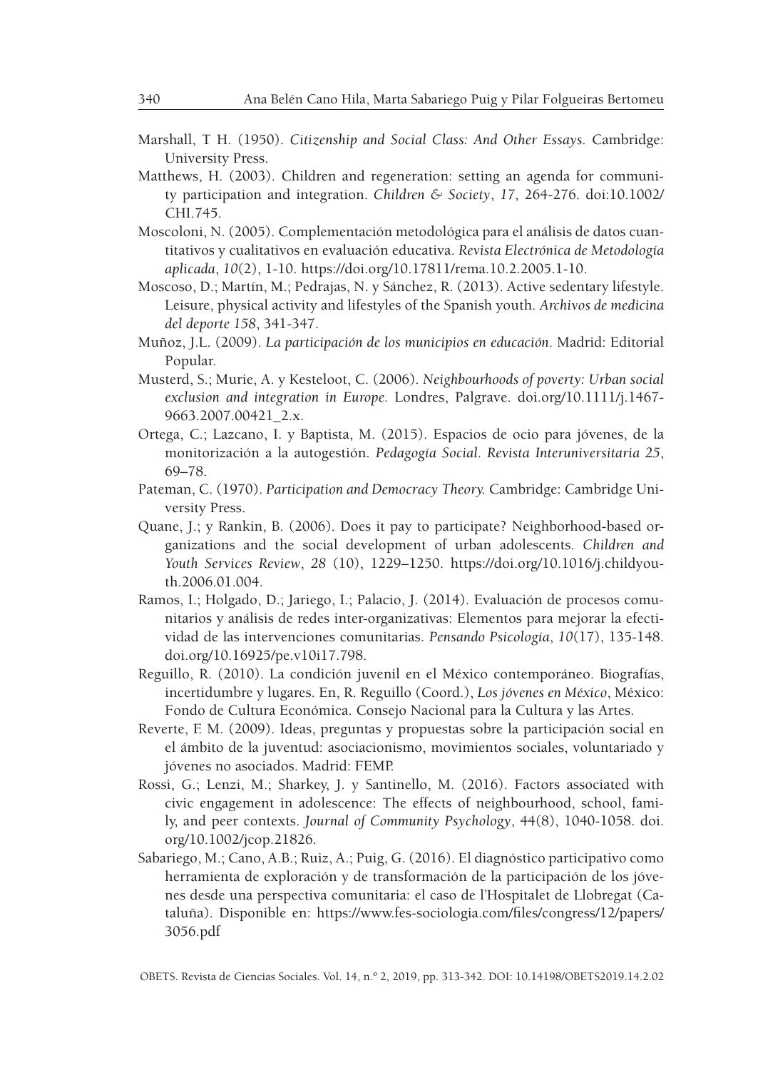Marshall, T H. (1950). *Citizenship and Social Class: And Other Essays.* Cambridge: University Press.

Matthews, H. (2003). Children and regeneration: setting an agenda for community participation and integration. *Children & Society*, *17*, 264-276. doi:10.1002/CHI.745.

Moscoloni, N. (2005). Complementación metodológica para el análisis de datos cuantitativos y cualitativos en evaluación educativa. *Revista Electrónica de Metodología aplicada*, *10*(2), 1-10. https://doi.org/10.17811/rema.10.2.2005.1-10.

Moscoso, D.; Martín, M.; Pedrajas, N. y Sánchez, R. (2013). Active sedentary lifestyle. Leisure, physical activity and lifestyles of the Spanish youth. *Archivos de medicina del deporte 158*, 341-347.

Muñoz, J.L. (2009). *La participación de los municipios en educación*. Madrid: Editorial Popular.

Musterd, S.; Murie, A. y Kesteloot, C. (2006). *Neighbourhoods of poverty: Urban social exclusion and integration in Europe.* Londres, Palgrave. doi.org/10.1111/j.1467-9663.2007.00421_2.x.

Ortega, C.; Lazcano, I. y Baptista, M. (2015). Espacios de ocio para jóvenes, de la monitorización a la autogestión. *Pedagogía Social. Revista Interuniversitaria 25*, 69–78.

Pateman, C. (1970). *Participation and Democracy Theory.* Cambridge: Cambridge University Press.

Quane, J.; y Rankin, B. (2006). Does it pay to participate? Neighborhood-based organizations and the social development of urban adolescents. *Children and Youth Services Review*, *28* (10), 1229–1250. https://doi.org/10.1016/j.childyouth.2006.01.004.

Ramos, I.; Holgado, D.; Jariego, I.; Palacio, J. (2014). Evaluación de procesos comunitarios y análisis de redes inter-organizativas: Elementos para mejorar la efectividad de las intervenciones comunitarias. *Pensando Psicología*, *10*(17), 135-148. doi.org/10.16925/pe.v10i17.798.

Reguillo, R. (2010). La condición juvenil en el México contemporáneo. Biografías, incertidumbre y lugares. En, R. Reguillo (Coord.), *Los jóvenes en México*, México: Fondo de Cultura Económica. Consejo Nacional para la Cultura y las Artes.

Reverte, F. M. (2009). Ideas, preguntas y propuestas sobre la participación social en el ámbito de la juventud: asociacionismo, movimientos sociales, voluntariado y jóvenes no asociados. Madrid: FEMP.

Rossi, G.; Lenzi, M.; Sharkey, J. y Santinello, M. (2016). Factors associated with civic engagement in adolescence: The effects of neighbourhood, school, family, and peer contexts. *Journal of Community Psychology*, 44(8), 1040-1058. doi.org/10.1002/jcop.21826.

Sabariego, M.; Cano, A.B.; Ruiz, A.; Puig, G. (2016). El diagnóstico participativo como herramienta de exploración y de transformación de la participación de los jóvenes desde una perspectiva comunitaria: el caso de l'Hospitalet de Llobregat (Cataluña). Disponible en: https://www.fes-sociologia.com/files/congress/12/papers/3056.pdf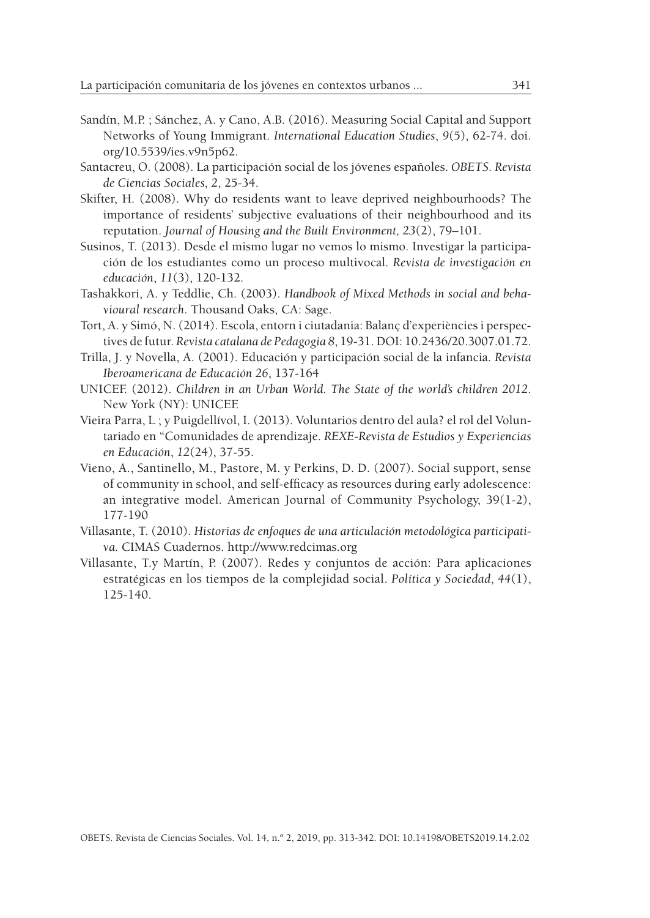Sandín, M.P. ; Sánchez, A. y Cano, A.B. (2016). Measuring Social Capital and Support Networks of Young Immigrant. *International Education Studies*, *9*(5), 62-74. doi.org/10.5539/ies.v9n5p62.

Santacreu, O. (2008). La participación social de los jóvenes españoles. *OBETS. Revista de Ciencias Sociales, 2*, 25-34.

Skifter, H. (2008). Why do residents want to leave deprived neighbourhoods? The importance of residents' subjective evaluations of their neighbourhood and its reputation. *Journal of Housing and the Built Environment, 23*(2), 79–101.

Susinos, T. (2013). Desde el mismo lugar no vemos lo mismo. Investigar la participación de los estudiantes como un proceso multivocal. *Revista de investigación en educación*, *11*(3), 120-132.

Tashakkori, A. y Teddlie, Ch. (2003). *Handbook of Mixed Methods in social and behavioural research*. Thousand Oaks, CA: Sage.

Tort, A. y Simó, N. (2014). Escola, entorn i ciutadania: Balanç d'experiències i perspectives de futur. *Revista catalana de Pedagogia 8*, 19-31. DOI: 10.2436/20.3007.01.72.

Trilla, J. y Novella, A. (2001). Educación y participación social de la infancia. *Revista Iberoamericana de Educación 26*, 137-164

UNICEF. (2012). *Children in an Urban World. The State of the world's children 2012*. New York (NY): UNICEF.

Vieira Parra, L ; y Puigdellívol, I. (2013). Voluntarios dentro del aula? el rol del Voluntariado en "Comunidades de aprendizaje. *REXE-Revista de Estudios y Experiencias en Educación*, *12*(24), 37-55.

Vieno, A., Santinello, M., Pastore, M. y Perkins, D. D. (2007). Social support, sense of community in school, and self-efficacy as resources during early adolescence: an integrative model. American Journal of Community Psychology, 39(1-2), 177-190

Villasante, T. (2010). *Historias de enfoques de una articulación metodológica participativa.* CIMAS Cuadernos. http://www.redcimas.org

Villasante, T.y Martín, P. (2007). Redes y conjuntos de acción: Para aplicaciones estratégicas en los tiempos de la complejidad social. *Política y Sociedad*, *44*(1), 125-140.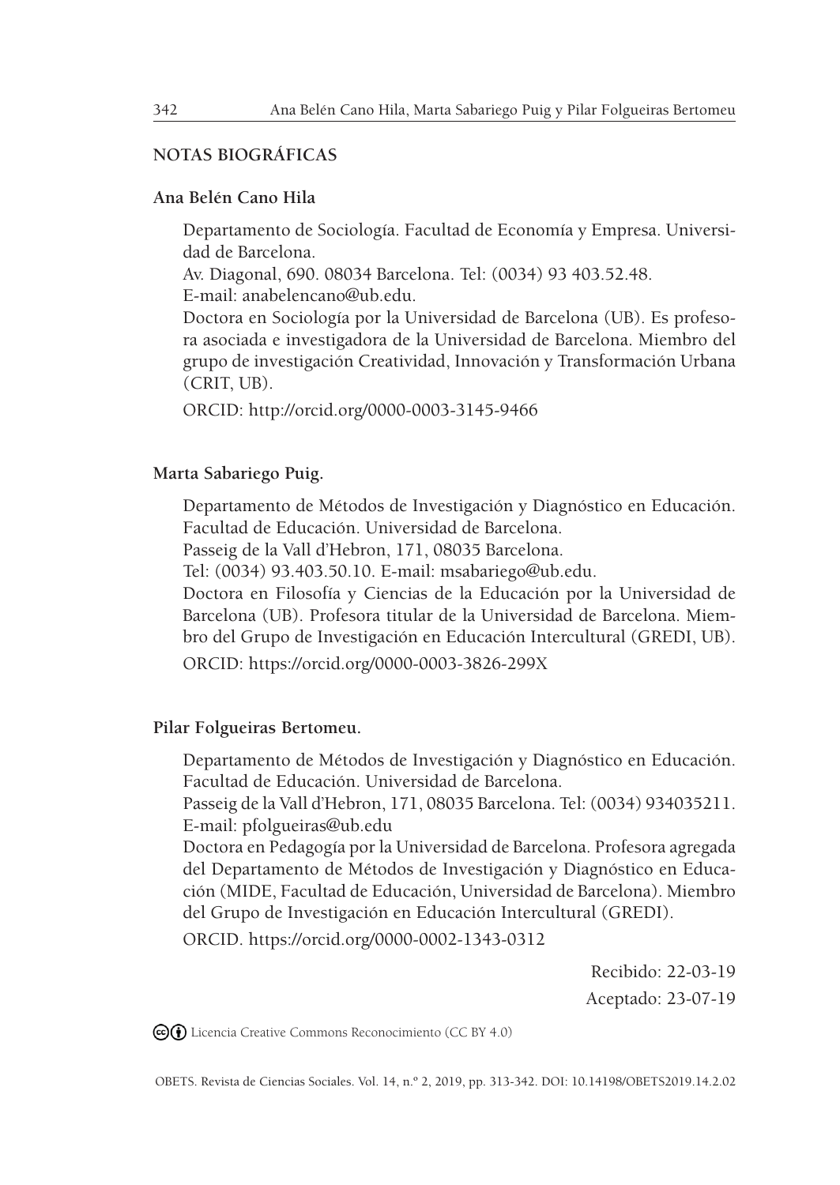## NOTAS BIOGRÁFICAS

### Ana Belén Cano Hila

Departamento de Sociología. Facultad de Economía y Empresa. Universidad de Barcelona.
Av. Diagonal, 690. 08034 Barcelona. Tel: (0034) 93 403.52.48.
E-mail: anabelencano@ub.edu.
Doctora en Sociología por la Universidad de Barcelona (UB). Es profesora asociada e investigadora de la Universidad de Barcelona. Miembro del grupo de investigación Creatividad, Innovación y Transformación Urbana (CRIT, UB).

ORCID: http://orcid.org/0000-0003-3145-9466

### Marta Sabariego Puig.

Departamento de Métodos de Investigación y Diagnóstico en Educación. Facultad de Educación. Universidad de Barcelona.
Passeig de la Vall d'Hebron, 171, 08035 Barcelona.
Tel: (0034) 93.403.50.10. E-mail: msabariego@ub.edu.
Doctora en Filosofía y Ciencias de la Educación por la Universidad de Barcelona (UB). Profesora titular de la Universidad de Barcelona. Miembro del Grupo de Investigación en Educación Intercultural (GREDI, UB).

ORCID: https://orcid.org/0000-0003-3826-299X

### Pilar Folgueiras Bertomeu.

Departamento de Métodos de Investigación y Diagnóstico en Educación. Facultad de Educación. Universidad de Barcelona.
Passeig de la Vall d'Hebron, 171, 08035 Barcelona. Tel: (0034) 934035211.
E-mail: pfolgueiras@ub.edu
Doctora en Pedagogía por la Universidad de Barcelona. Profesora agregada del Departamento de Métodos de Investigación y Diagnóstico en Educación (MIDE, Facultad de Educación, Universidad de Barcelona). Miembro del Grupo de Investigación en Educación Intercultural (GREDI).

ORCID. https://orcid.org/0000-0002-1343-0312

Recibido: 22-03-19

Aceptado: 23-07-19

Licencia Creative Commons Reconocimiento (CC BY 4.0)